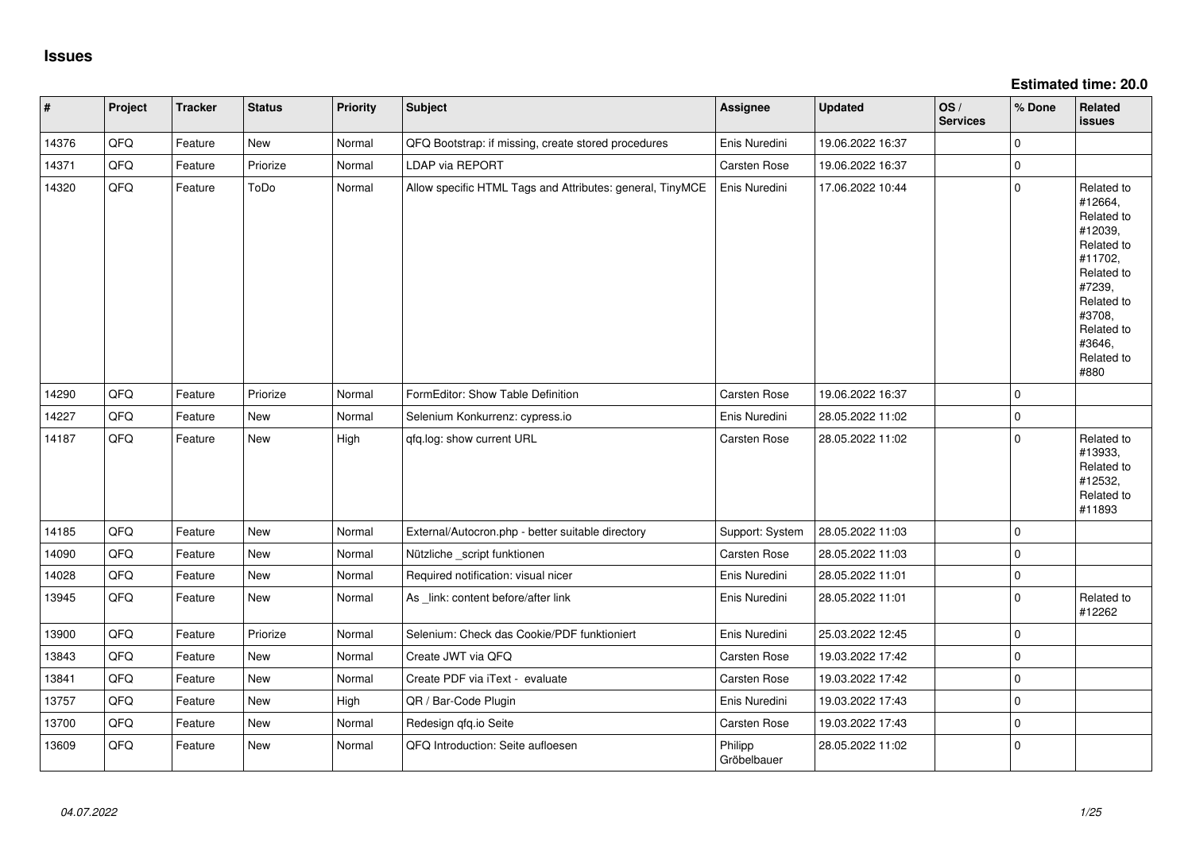## Issues

**Estimated time: 20.0**

| # | Project | Tracker | Status | Priority | Subject | Assignee | Updated | OS / Services | % Done | Related issues |
|---|---|---|---|---|---|---|---|---|---|---|
| 14376 | QFQ | Feature | New | Normal | QFQ Bootstrap: if missing, create stored procedures | Enis Nuredini | 19.06.2022 16:37 | | 0 | |
| 14371 | QFQ | Feature | Priorize | Normal | LDAP via REPORT | Carsten Rose | 19.06.2022 16:37 | | 0 | |
| 14320 | QFQ | Feature | ToDo | Normal | Allow specific HTML Tags and Attributes: general, TinyMCE | Enis Nuredini | 17.06.2022 10:44 | | 0 | Related to #12664, Related to #12039, Related to #11702, Related to #7239, Related to #3708, Related to #3646, Related to #880 |
| 14290 | QFQ | Feature | Priorize | Normal | FormEditor: Show Table Definition | Carsten Rose | 19.06.2022 16:37 | | 0 | |
| 14227 | QFQ | Feature | New | Normal | Selenium Konkurrenz: cypress.io | Enis Nuredini | 28.05.2022 11:02 | | 0 | |
| 14187 | QFQ | Feature | New | High | qfq.log: show current URL | Carsten Rose | 28.05.2022 11:02 | | 0 | Related to #13933, Related to #12532, Related to #11893 |
| 14185 | QFQ | Feature | New | Normal | External/Autocron.php - better suitable directory | Support: System | 28.05.2022 11:03 | | 0 | |
| 14090 | QFQ | Feature | New | Normal | Nützliche _script funktionen | Carsten Rose | 28.05.2022 11:03 | | 0 | |
| 14028 | QFQ | Feature | New | Normal | Required notification: visual nicer | Enis Nuredini | 28.05.2022 11:01 | | 0 | |
| 13945 | QFQ | Feature | New | Normal | As _link: content before/after link | Enis Nuredini | 28.05.2022 11:01 | | 0 | Related to #12262 |
| 13900 | QFQ | Feature | Priorize | Normal | Selenium: Check das Cookie/PDF funktioniert | Enis Nuredini | 25.03.2022 12:45 | | 0 | |
| 13843 | QFQ | Feature | New | Normal | Create JWT via QFQ | Carsten Rose | 19.03.2022 17:42 | | 0 | |
| 13841 | QFQ | Feature | New | Normal | Create PDF via iText - evaluate | Carsten Rose | 19.03.2022 17:42 | | 0 | |
| 13757 | QFQ | Feature | New | High | QR / Bar-Code Plugin | Enis Nuredini | 19.03.2022 17:43 | | 0 | |
| 13700 | QFQ | Feature | New | Normal | Redesign qfq.io Seite | Carsten Rose | 19.03.2022 17:43 | | 0 | |
| 13609 | QFQ | Feature | New | Normal | QFQ Introduction: Seite aufloesen | Philipp Gröbelbauer | 28.05.2022 11:02 | | 0 | |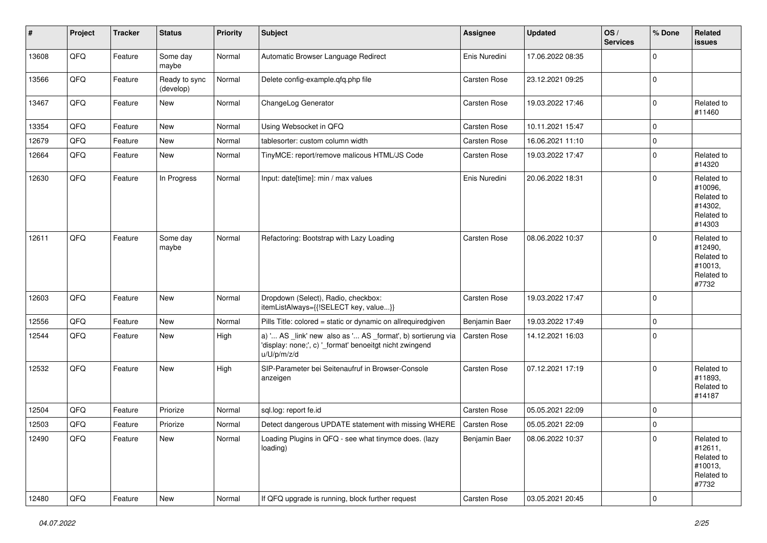| # | Project | Tracker | Status | Priority | Subject | Assignee | Updated | OS / Services | % Done | Related issues |
|---|---|---|---|---|---|---|---|---|---|---|
| 13608 | QFQ | Feature | Some day maybe | Normal | Automatic Browser Language Redirect | Enis Nuredini | 17.06.2022 08:35 | | 0 | |
| 13566 | QFQ | Feature | Ready to sync (develop) | Normal | Delete config-example.qfq.php file | Carsten Rose | 23.12.2021 09:25 | | 0 | |
| 13467 | QFQ | Feature | New | Normal | ChangeLog Generator | Carsten Rose | 19.03.2022 17:46 | | 0 | Related to #11460 |
| 13354 | QFQ | Feature | New | Normal | Using Websocket in QFQ | Carsten Rose | 10.11.2021 15:47 | | 0 | |
| 12679 | QFQ | Feature | New | Normal | tablesorter: custom column width | Carsten Rose | 16.06.2021 11:10 | | 0 | |
| 12664 | QFQ | Feature | New | Normal | TinyMCE: report/remove malicous HTML/JS Code | Carsten Rose | 19.03.2022 17:47 | | 0 | Related to #14320 |
| 12630 | QFQ | Feature | In Progress | Normal | Input: date[time]: min / max values | Enis Nuredini | 20.06.2022 18:31 | | 0 | Related to #10096, Related to #14302, Related to #14303 |
| 12611 | QFQ | Feature | Some day maybe | Normal | Refactoring: Bootstrap with Lazy Loading | Carsten Rose | 08.06.2022 10:37 | | 0 | Related to #12490, Related to #10013, Related to #7732 |
| 12603 | QFQ | Feature | New | Normal | Dropdown (Select), Radio, checkbox: itemListAlways={{!SELECT key, value...}} | Carsten Rose | 19.03.2022 17:47 | | 0 | |
| 12556 | QFQ | Feature | New | Normal | Pills Title: colored = static or dynamic on allrequiredgiven | Benjamin Baer | 19.03.2022 17:49 | | 0 | |
| 12544 | QFQ | Feature | New | High | a) '... AS _link' new also as '... AS _format', b) sortierung via 'display: none;', c) '_format' benoeitgt nicht zwingend u/U/p/m/z/d | Carsten Rose | 14.12.2021 16:03 | | 0 | |
| 12532 | QFQ | Feature | New | High | SIP-Parameter bei Seitenaufruf in Browser-Console anzeigen | Carsten Rose | 07.12.2021 17:19 | | 0 | Related to #11893, Related to #14187 |
| 12504 | QFQ | Feature | Priorize | Normal | sql.log: report fe.id | Carsten Rose | 05.05.2021 22:09 | | 0 | |
| 12503 | QFQ | Feature | Priorize | Normal | Detect dangerous UPDATE statement with missing WHERE | Carsten Rose | 05.05.2021 22:09 | | 0 | |
| 12490 | QFQ | Feature | New | Normal | Loading Plugins in QFQ - see what tinymce does. (lazy loading) | Benjamin Baer | 08.06.2022 10:37 | | 0 | Related to #12611, Related to #10013, Related to #7732 |
| 12480 | QFQ | Feature | New | Normal | If QFQ upgrade is running, block further request | Carsten Rose | 03.05.2021 20:45 | | 0 | |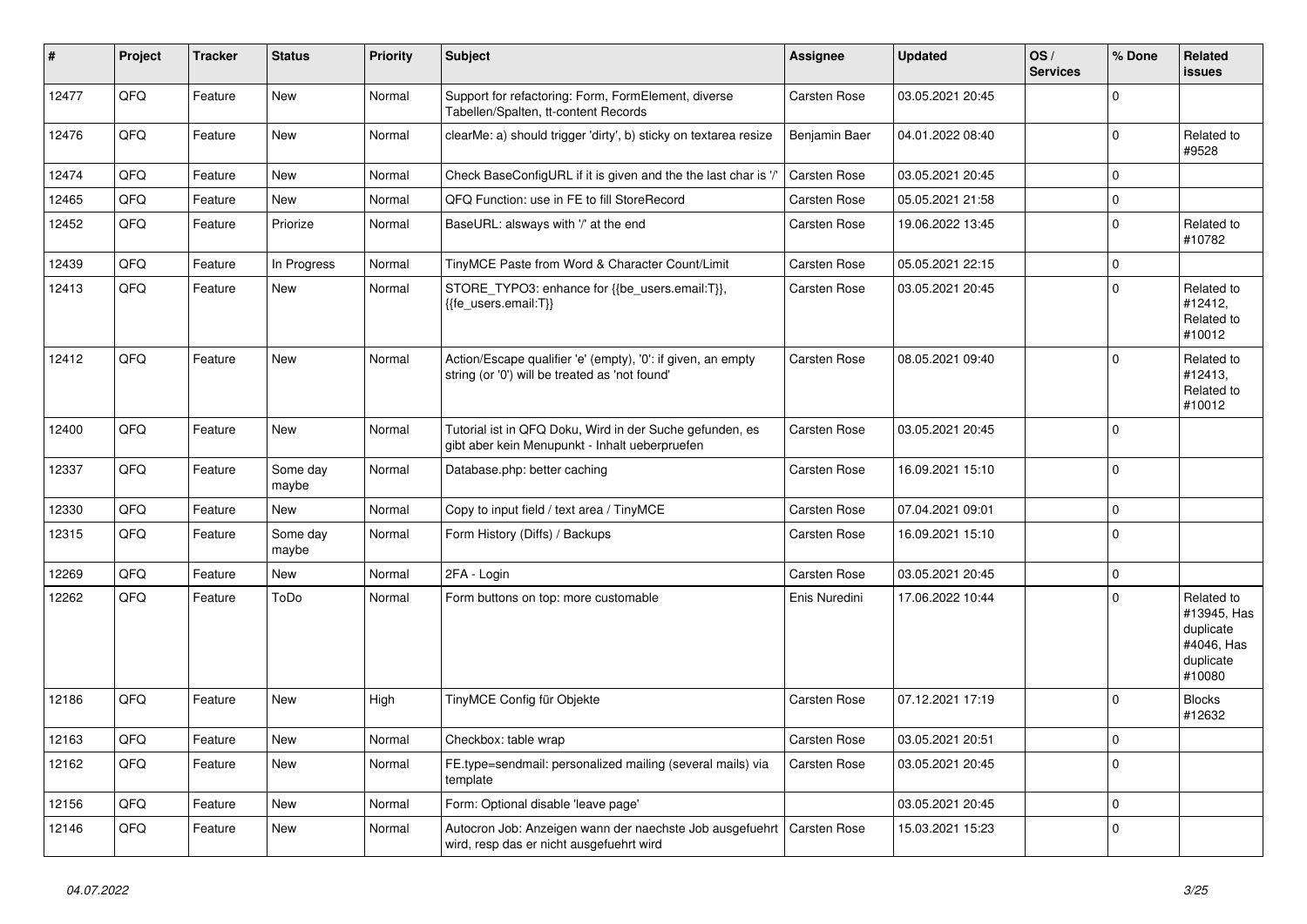| # | Project | Tracker | Status | Priority | Subject | Assignee | Updated | OS / Services | % Done | Related issues |
|---|---|---|---|---|---|---|---|---|---|---|
| 12477 | QFQ | Feature | New | Normal | Support for refactoring: Form, FormElement, diverse Tabellen/Spalten, tt-content Records | Carsten Rose | 03.05.2021 20:45 | | 0 | |
| 12476 | QFQ | Feature | New | Normal | clearMe: a) should trigger 'dirty', b) sticky on textarea resize | Benjamin Baer | 04.01.2022 08:40 | | 0 | Related to #9528 |
| 12474 | QFQ | Feature | New | Normal | Check BaseConfigURL if it is given and the the last char is '/' | Carsten Rose | 03.05.2021 20:45 | | 0 | |
| 12465 | QFQ | Feature | New | Normal | QFQ Function: use in FE to fill StoreRecord | Carsten Rose | 05.05.2021 21:58 | | 0 | |
| 12452 | QFQ | Feature | Priorize | Normal | BaseURL: alsways with '/' at the end | Carsten Rose | 19.06.2022 13:45 | | 0 | Related to #10782 |
| 12439 | QFQ | Feature | In Progress | Normal | TinyMCE Paste from Word & Character Count/Limit | Carsten Rose | 05.05.2021 22:15 | | 0 | |
| 12413 | QFQ | Feature | New | Normal | STORE_TYPO3: enhance for {{be_users.email:T}}, {{fe_users.email:T}} | Carsten Rose | 03.05.2021 20:45 | | 0 | Related to #12412, Related to #10012 |
| 12412 | QFQ | Feature | New | Normal | Action/Escape qualifier 'e' (empty), '0': if given, an empty string (or '0') will be treated as 'not found' | Carsten Rose | 08.05.2021 09:40 | | 0 | Related to #12413, Related to #10012 |
| 12400 | QFQ | Feature | New | Normal | Tutorial ist in QFQ Doku, Wird in der Suche gefunden, es gibt aber kein Menupunkt - Inhalt ueberpruefen | Carsten Rose | 03.05.2021 20:45 | | 0 | |
| 12337 | QFQ | Feature | Some day maybe | Normal | Database.php: better caching | Carsten Rose | 16.09.2021 15:10 | | 0 | |
| 12330 | QFQ | Feature | New | Normal | Copy to input field / text area / TinyMCE | Carsten Rose | 07.04.2021 09:01 | | 0 | |
| 12315 | QFQ | Feature | Some day maybe | Normal | Form History (Diffs) / Backups | Carsten Rose | 16.09.2021 15:10 | | 0 | |
| 12269 | QFQ | Feature | New | Normal | 2FA - Login | Carsten Rose | 03.05.2021 20:45 | | 0 | |
| 12262 | QFQ | Feature | ToDo | Normal | Form buttons on top: more customable | Enis Nuredini | 17.06.2022 10:44 | | 0 | Related to #13945, Has duplicate #4046, Has duplicate #10080 |
| 12186 | QFQ | Feature | New | High | TinyMCE Config für Objekte | Carsten Rose | 07.12.2021 17:19 | | 0 | Blocks #12632 |
| 12163 | QFQ | Feature | New | Normal | Checkbox: table wrap | Carsten Rose | 03.05.2021 20:51 | | 0 | |
| 12162 | QFQ | Feature | New | Normal | FE.type=sendmail: personalized mailing (several mails) via template | Carsten Rose | 03.05.2021 20:45 | | 0 | |
| 12156 | QFQ | Feature | New | Normal | Form: Optional disable 'leave page' | | 03.05.2021 20:45 | | 0 | |
| 12146 | QFQ | Feature | New | Normal | Autocron Job: Anzeigen wann der naechste Job ausgefuehrt wird, resp das er nicht ausgefuehrt wird | Carsten Rose | 15.03.2021 15:23 | | 0 | |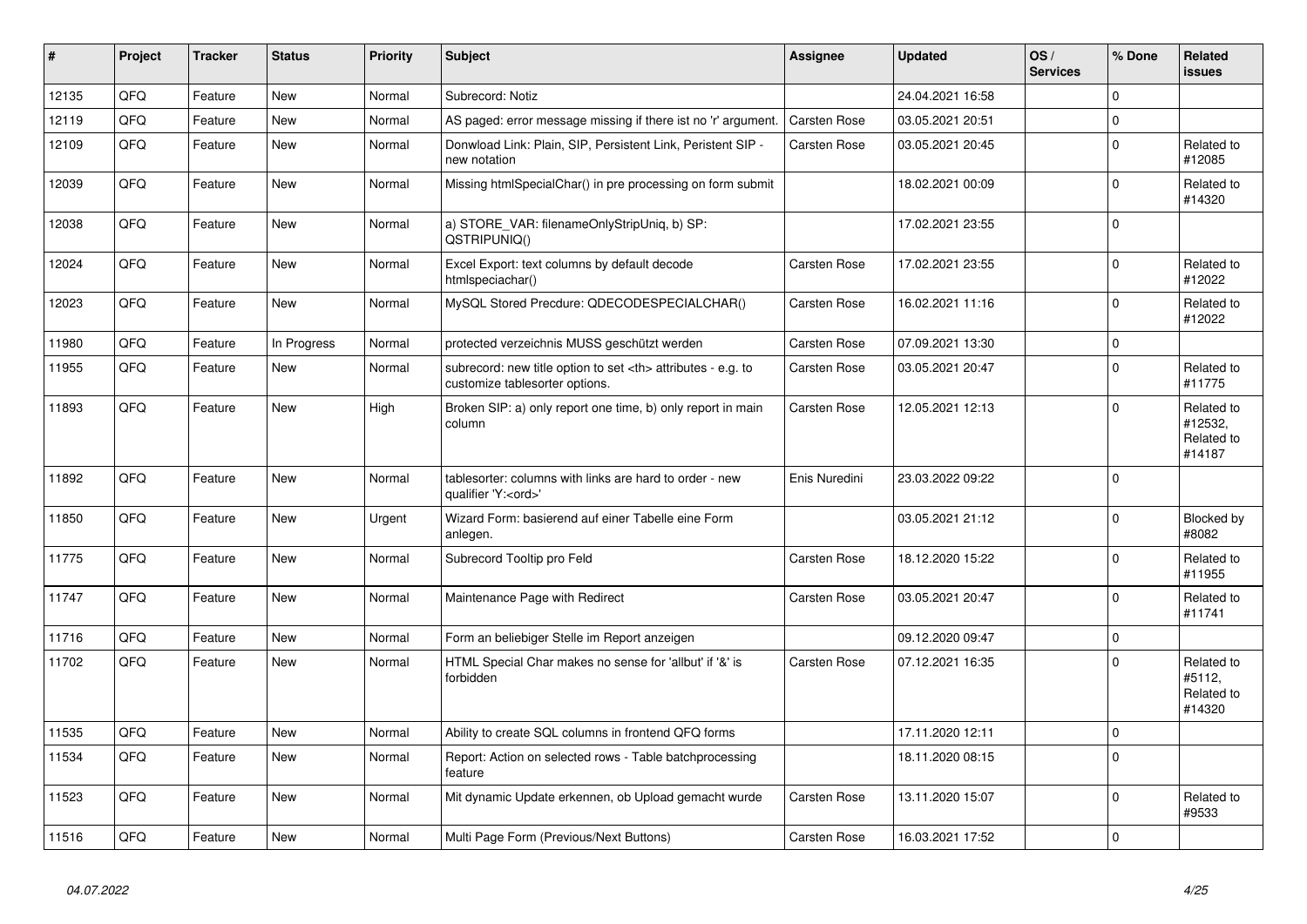| # | Project | Tracker | Status | Priority | Subject | Assignee | Updated | OS / Services | % Done | Related issues |
|---|---|---|---|---|---|---|---|---|---|---|
| 12135 | QFQ | Feature | New | Normal | Subrecord: Notiz | | 24.04.2021 16:58 | | 0 | |
| 12119 | QFQ | Feature | New | Normal | AS paged: error message missing if there ist no 'r' argument. | Carsten Rose | 03.05.2021 20:51 | | 0 | |
| 12109 | QFQ | Feature | New | Normal | Donwload Link: Plain, SIP, Persistent Link, Peristent SIP - new notation | Carsten Rose | 03.05.2021 20:45 | | 0 | Related to #12085 |
| 12039 | QFQ | Feature | New | Normal | Missing htmlSpecialChar() in pre processing on form submit | | 18.02.2021 00:09 | | 0 | Related to #14320 |
| 12038 | QFQ | Feature | New | Normal | a) STORE_VAR: filenameOnlyStripUniq, b) SP: QSTRIPUNIQ() | | 17.02.2021 23:55 | | 0 | |
| 12024 | QFQ | Feature | New | Normal | Excel Export: text columns by default decode htmlspeciachar() | Carsten Rose | 17.02.2021 23:55 | | 0 | Related to #12022 |
| 12023 | QFQ | Feature | New | Normal | MySQL Stored Precdure: QDECODESPECIALCHAR() | Carsten Rose | 16.02.2021 11:16 | | 0 | Related to #12022 |
| 11980 | QFQ | Feature | In Progress | Normal | protected verzeichnis MUSS geschützt werden | Carsten Rose | 07.09.2021 13:30 | | 0 | |
| 11955 | QFQ | Feature | New | Normal | subrecord: new title option to set <th> attributes - e.g. to customize tablesorter options. | Carsten Rose | 03.05.2021 20:47 | | 0 | Related to #11775 |
| 11893 | QFQ | Feature | New | High | Broken SIP: a) only report one time, b) only report in main column | Carsten Rose | 12.05.2021 12:13 | | 0 | Related to #12532, Related to #14187 |
| 11892 | QFQ | Feature | New | Normal | tablesorter: columns with links are hard to order - new qualifier 'Y:<ord>' | Enis Nuredini | 23.03.2022 09:22 | | 0 | |
| 11850 | QFQ | Feature | New | Urgent | Wizard Form: basierend auf einer Tabelle eine Form anlegen. | | 03.05.2021 21:12 | | 0 | Blocked by #8082 |
| 11775 | QFQ | Feature | New | Normal | Subrecord Tooltip pro Feld | Carsten Rose | 18.12.2020 15:22 | | 0 | Related to #11955 |
| 11747 | QFQ | Feature | New | Normal | Maintenance Page with Redirect | Carsten Rose | 03.05.2021 20:47 | | 0 | Related to #11741 |
| 11716 | QFQ | Feature | New | Normal | Form an beliebiger Stelle im Report anzeigen | | 09.12.2020 09:47 | | 0 | |
| 11702 | QFQ | Feature | New | Normal | HTML Special Char makes no sense for 'allbut' if '&' is forbidden | Carsten Rose | 07.12.2021 16:35 | | 0 | Related to #5112, Related to #14320 |
| 11535 | QFQ | Feature | New | Normal | Ability to create SQL columns in frontend QFQ forms | | 17.11.2020 12:11 | | 0 | |
| 11534 | QFQ | Feature | New | Normal | Report: Action on selected rows - Table batchprocessing feature | | 18.11.2020 08:15 | | 0 | |
| 11523 | QFQ | Feature | New | Normal | Mit dynamic Update erkennen, ob Upload gemacht wurde | Carsten Rose | 13.11.2020 15:07 | | 0 | Related to #9533 |
| 11516 | QFQ | Feature | New | Normal | Multi Page Form (Previous/Next Buttons) | Carsten Rose | 16.03.2021 17:52 | | 0 | |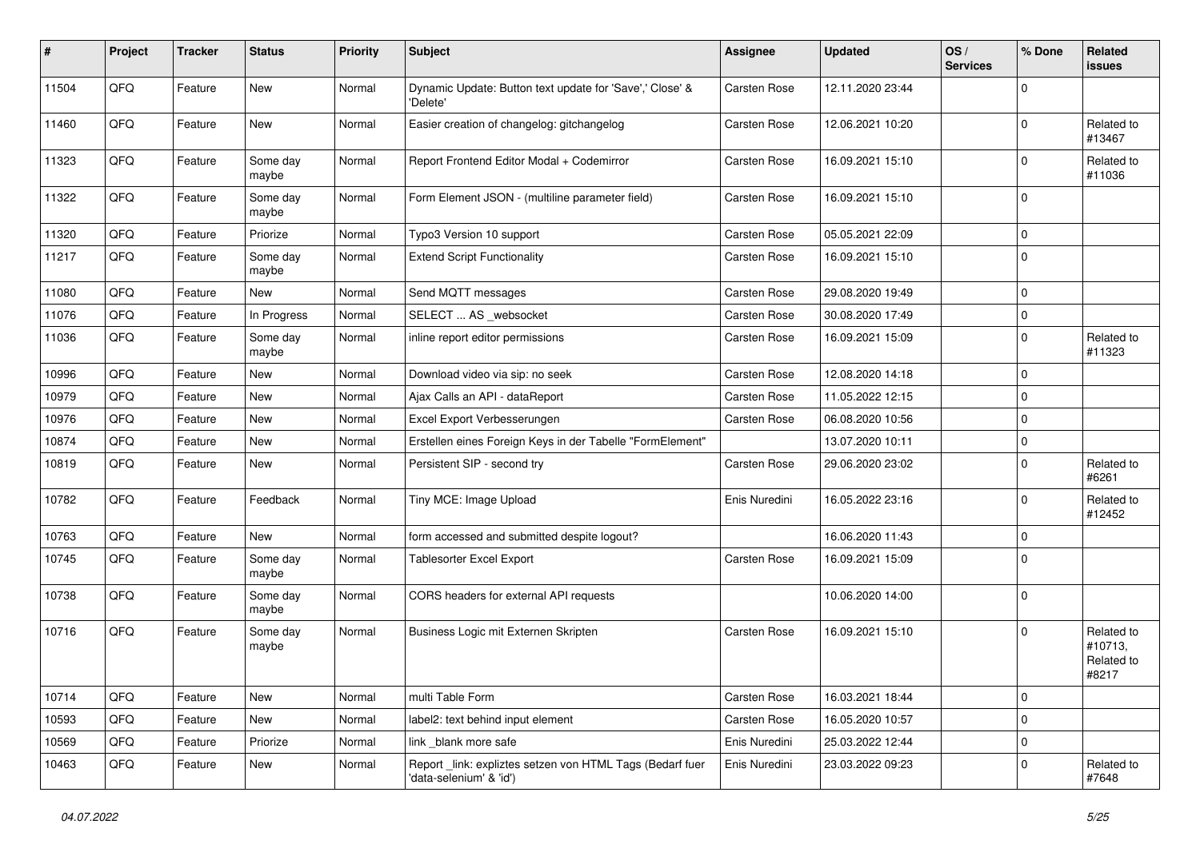| # | Project | Tracker | Status | Priority | Subject | Assignee | Updated | OS / Services | % Done | Related issues |
|---|---|---|---|---|---|---|---|---|---|---|
| 11504 | QFQ | Feature | New | Normal | Dynamic Update: Button text update for 'Save',' Close' & 'Delete' | Carsten Rose | 12.11.2020 23:44 | | 0 | |
| 11460 | QFQ | Feature | New | Normal | Easier creation of changelog: gitchangelog | Carsten Rose | 12.06.2021 10:20 | | 0 | Related to #13467 |
| 11323 | QFQ | Feature | Some day maybe | Normal | Report Frontend Editor Modal + Codemirror | Carsten Rose | 16.09.2021 15:10 | | 0 | Related to #11036 |
| 11322 | QFQ | Feature | Some day maybe | Normal | Form Element JSON - (multiline parameter field) | Carsten Rose | 16.09.2021 15:10 | | 0 | |
| 11320 | QFQ | Feature | Priorize | Normal | Typo3 Version 10 support | Carsten Rose | 05.05.2021 22:09 | | 0 | |
| 11217 | QFQ | Feature | Some day maybe | Normal | Extend Script Functionality | Carsten Rose | 16.09.2021 15:10 | | 0 | |
| 11080 | QFQ | Feature | New | Normal | Send MQTT messages | Carsten Rose | 29.08.2020 19:49 | | 0 | |
| 11076 | QFQ | Feature | In Progress | Normal | SELECT ... AS _websocket | Carsten Rose | 30.08.2020 17:49 | | 0 | |
| 11036 | QFQ | Feature | Some day maybe | Normal | inline report editor permissions | Carsten Rose | 16.09.2021 15:09 | | 0 | Related to #11323 |
| 10996 | QFQ | Feature | New | Normal | Download video via sip: no seek | Carsten Rose | 12.08.2020 14:18 | | 0 | |
| 10979 | QFQ | Feature | New | Normal | Ajax Calls an API - dataReport | Carsten Rose | 11.05.2022 12:15 | | 0 | |
| 10976 | QFQ | Feature | New | Normal | Excel Export Verbesserungen | Carsten Rose | 06.08.2020 10:56 | | 0 | |
| 10874 | QFQ | Feature | New | Normal | Erstellen eines Foreign Keys in der Tabelle "FormElement" | | 13.07.2020 10:11 | | 0 | |
| 10819 | QFQ | Feature | New | Normal | Persistent SIP - second try | Carsten Rose | 29.06.2020 23:02 | | 0 | Related to #6261 |
| 10782 | QFQ | Feature | Feedback | Normal | Tiny MCE: Image Upload | Enis Nuredini | 16.05.2022 23:16 | | 0 | Related to #12452 |
| 10763 | QFQ | Feature | New | Normal | form accessed and submitted despite logout? | | 16.06.2020 11:43 | | 0 | |
| 10745 | QFQ | Feature | Some day maybe | Normal | Tablesorter Excel Export | Carsten Rose | 16.09.2021 15:09 | | 0 | |
| 10738 | QFQ | Feature | Some day maybe | Normal | CORS headers for external API requests | | 10.06.2020 14:00 | | 0 | |
| 10716 | QFQ | Feature | Some day maybe | Normal | Business Logic mit Externen Skripten | Carsten Rose | 16.09.2021 15:10 | | 0 | Related to #10713, Related to #8217 |
| 10714 | QFQ | Feature | New | Normal | multi Table Form | Carsten Rose | 16.03.2021 18:44 | | 0 | |
| 10593 | QFQ | Feature | New | Normal | label2: text behind input element | Carsten Rose | 16.05.2020 10:57 | | 0 | |
| 10569 | QFQ | Feature | Priorize | Normal | link _blank more safe | Enis Nuredini | 25.03.2022 12:44 | | 0 | |
| 10463 | QFQ | Feature | New | Normal | Report _link: expliztes setzen von HTML Tags (Bedarf fuer 'data-selenium' & 'id') | Enis Nuredini | 23.03.2022 09:23 | | 0 | Related to #7648 |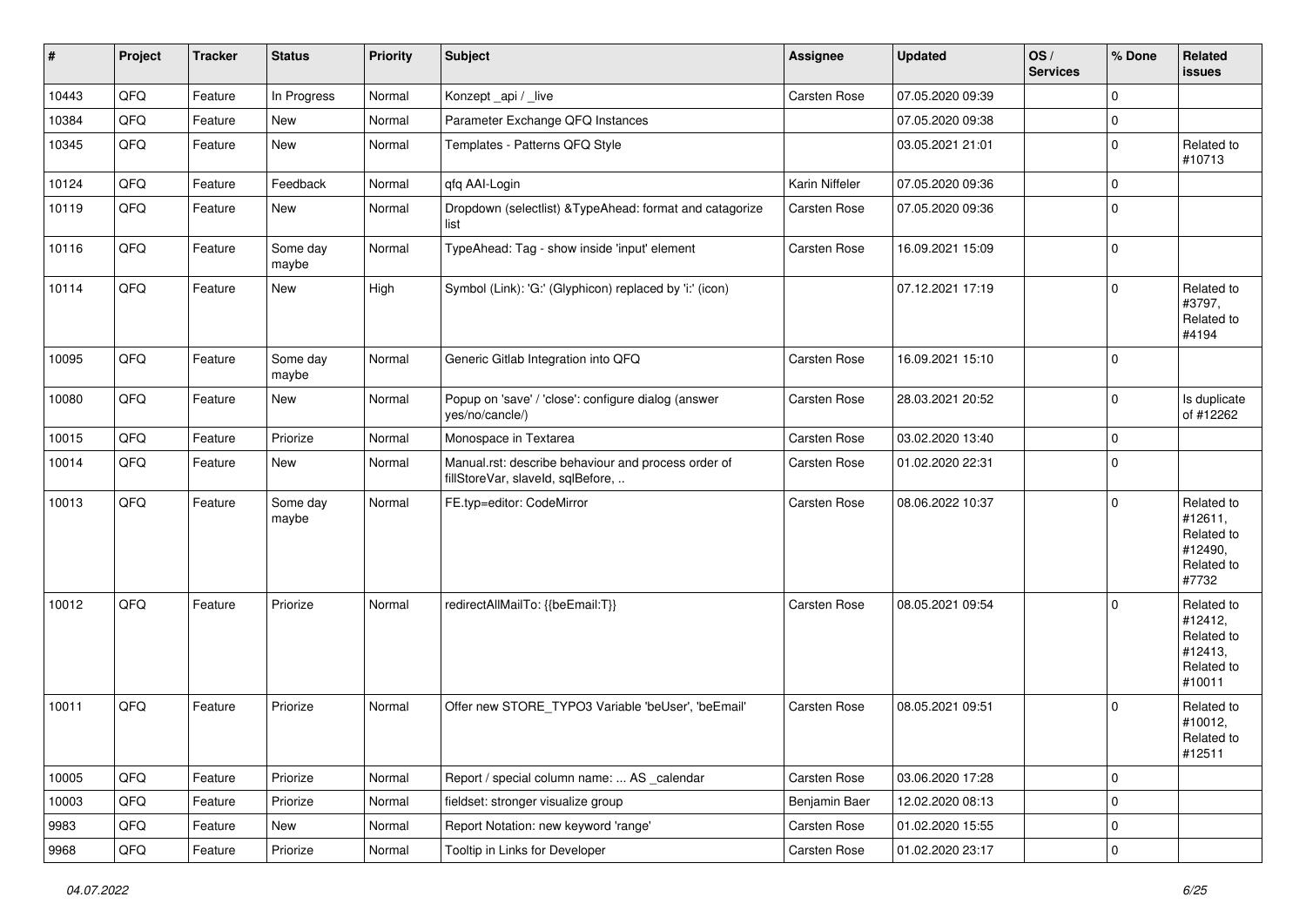| # | Project | Tracker | Status | Priority | Subject | Assignee | Updated | OS / Services | % Done | Related issues |
|---|---|---|---|---|---|---|---|---|---|---|
| 10443 | QFQ | Feature | In Progress | Normal | Konzept _api / _live | Carsten Rose | 07.05.2020 09:39 | | 0 | |
| 10384 | QFQ | Feature | New | Normal | Parameter Exchange QFQ Instances | | 07.05.2020 09:38 | | 0 | |
| 10345 | QFQ | Feature | New | Normal | Templates - Patterns QFQ Style | | 03.05.2021 21:01 | | 0 | Related to #10713 |
| 10124 | QFQ | Feature | Feedback | Normal | qfq AAI-Login | Karin Niffeler | 07.05.2020 09:36 | | 0 | |
| 10119 | QFQ | Feature | New | Normal | Dropdown (selectlist) &TypeAhead: format and catagorize list | Carsten Rose | 07.05.2020 09:36 | | 0 | |
| 10116 | QFQ | Feature | Some day maybe | Normal | TypeAhead: Tag - show inside 'input' element | Carsten Rose | 16.09.2021 15:09 | | 0 | |
| 10114 | QFQ | Feature | New | High | Symbol (Link): 'G:' (Glyphicon) replaced by 'i:' (icon) | | 07.12.2021 17:19 | | 0 | Related to #3797, Related to #4194 |
| 10095 | QFQ | Feature | Some day maybe | Normal | Generic Gitlab Integration into QFQ | Carsten Rose | 16.09.2021 15:10 | | 0 | |
| 10080 | QFQ | Feature | New | Normal | Popup on 'save' / 'close': configure dialog (answer yes/no/cancle/) | Carsten Rose | 28.03.2021 20:52 | | 0 | Is duplicate of #12262 |
| 10015 | QFQ | Feature | Priorize | Normal | Monospace in Textarea | Carsten Rose | 03.02.2020 13:40 | | 0 | |
| 10014 | QFQ | Feature | New | Normal | Manual.rst: describe behaviour and process order of fillStoreVar, slaveId, sqlBefore, .. | Carsten Rose | 01.02.2020 22:31 | | 0 | |
| 10013 | QFQ | Feature | Some day maybe | Normal | FE.typ=editor: CodeMirror | Carsten Rose | 08.06.2022 10:37 | | 0 | Related to #12611, Related to #12490, Related to #7732 |
| 10012 | QFQ | Feature | Priorize | Normal | redirectAllMailTo: {{beEmail:T}} | Carsten Rose | 08.05.2021 09:54 | | 0 | Related to #12412, Related to #12413, Related to #10011 |
| 10011 | QFQ | Feature | Priorize | Normal | Offer new STORE_TYPO3 Variable 'beUser', 'beEmail' | Carsten Rose | 08.05.2021 09:51 | | 0 | Related to #10012, Related to #12511 |
| 10005 | QFQ | Feature | Priorize | Normal | Report / special column name: ... AS _calendar | Carsten Rose | 03.06.2020 17:28 | | 0 | |
| 10003 | QFQ | Feature | Priorize | Normal | fieldset: stronger visualize group | Benjamin Baer | 12.02.2020 08:13 | | 0 | |
| 9983 | QFQ | Feature | New | Normal | Report Notation: new keyword 'range' | Carsten Rose | 01.02.2020 15:55 | | 0 | |
| 9968 | QFQ | Feature | Priorize | Normal | Tooltip in Links for Developer | Carsten Rose | 01.02.2020 23:17 | | 0 | |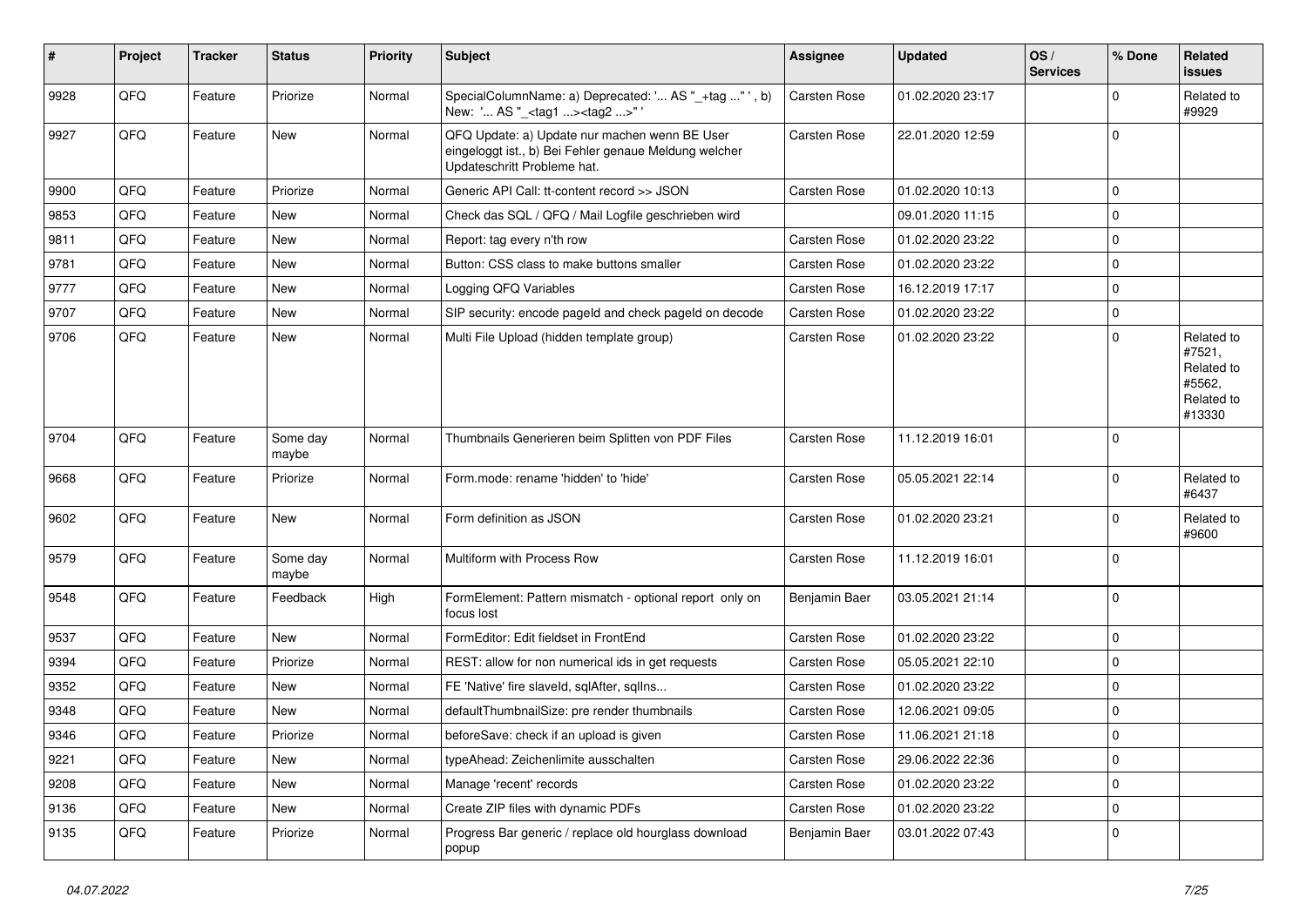| # | Project | Tracker | Status | Priority | Subject | Assignee | Updated | OS / Services | % Done | Related issues |
|---|---|---|---|---|---|---|---|---|---|---|
| 9928 | QFQ | Feature | Priorize | Normal | SpecialColumnName: a) Deprecated: '... AS "_+tag " ', b) New: '... AS "_<tag1 ...><tag2 ...>" ' | Carsten Rose | 01.02.2020 23:17 | | 0 | Related to #9929 |
| 9927 | QFQ | Feature | New | Normal | QFQ Update: a) Update nur machen wenn BE User eingeloggt ist., b) Bei Fehler genaue Meldung welcher Updateschritt Probleme hat. | Carsten Rose | 22.01.2020 12:59 | | 0 | |
| 9900 | QFQ | Feature | Priorize | Normal | Generic API Call: tt-content record >> JSON | Carsten Rose | 01.02.2020 10:13 | | 0 | |
| 9853 | QFQ | Feature | New | Normal | Check das SQL / QFQ / Mail Logfile geschrieben wird | | 09.01.2020 11:15 | | 0 | |
| 9811 | QFQ | Feature | New | Normal | Report: tag every n'th row | Carsten Rose | 01.02.2020 23:22 | | 0 | |
| 9781 | QFQ | Feature | New | Normal | Button: CSS class to make buttons smaller | Carsten Rose | 01.02.2020 23:22 | | 0 | |
| 9777 | QFQ | Feature | New | Normal | Logging QFQ Variables | Carsten Rose | 16.12.2019 17:17 | | 0 | |
| 9707 | QFQ | Feature | New | Normal | SIP security: encode pageId and check pageId on decode | Carsten Rose | 01.02.2020 23:22 | | 0 | |
| 9706 | QFQ | Feature | New | Normal | Multi File Upload (hidden template group) | Carsten Rose | 01.02.2020 23:22 | | 0 | Related to #7521, Related to #5562, Related to #13330 |
| 9704 | QFQ | Feature | Some day maybe | Normal | Thumbnails Generieren beim Splitten von PDF Files | Carsten Rose | 11.12.2019 16:01 | | 0 | |
| 9668 | QFQ | Feature | Priorize | Normal | Form.mode: rename 'hidden' to 'hide' | Carsten Rose | 05.05.2021 22:14 | | 0 | Related to #6437 |
| 9602 | QFQ | Feature | New | Normal | Form definition as JSON | Carsten Rose | 01.02.2020 23:21 | | 0 | Related to #9600 |
| 9579 | QFQ | Feature | Some day maybe | Normal | Multiform with Process Row | Carsten Rose | 11.12.2019 16:01 | | 0 | |
| 9548 | QFQ | Feature | Feedback | High | FormElement: Pattern mismatch - optional report only on focus lost | Benjamin Baer | 03.05.2021 21:14 | | 0 | |
| 9537 | QFQ | Feature | New | Normal | FormEditor: Edit fieldset in FrontEnd | Carsten Rose | 01.02.2020 23:22 | | 0 | |
| 9394 | QFQ | Feature | Priorize | Normal | REST: allow for non numerical ids in get requests | Carsten Rose | 05.05.2021 22:10 | | 0 | |
| 9352 | QFQ | Feature | New | Normal | FE 'Native' fire slaveId, sqlAfter, sqlIns... | Carsten Rose | 01.02.2020 23:22 | | 0 | |
| 9348 | QFQ | Feature | New | Normal | defaultThumbnailSize: pre render thumbnails | Carsten Rose | 12.06.2021 09:05 | | 0 | |
| 9346 | QFQ | Feature | Priorize | Normal | beforeSave: check if an upload is given | Carsten Rose | 11.06.2021 21:18 | | 0 | |
| 9221 | QFQ | Feature | New | Normal | typeAhead: Zeichenlimite ausschalten | Carsten Rose | 29.06.2022 22:36 | | 0 | |
| 9208 | QFQ | Feature | New | Normal | Manage 'recent' records | Carsten Rose | 01.02.2020 23:22 | | 0 | |
| 9136 | QFQ | Feature | New | Normal | Create ZIP files with dynamic PDFs | Carsten Rose | 01.02.2020 23:22 | | 0 | |
| 9135 | QFQ | Feature | Priorize | Normal | Progress Bar generic / replace old hourglass download popup | Benjamin Baer | 03.01.2022 07:43 | | 0 | |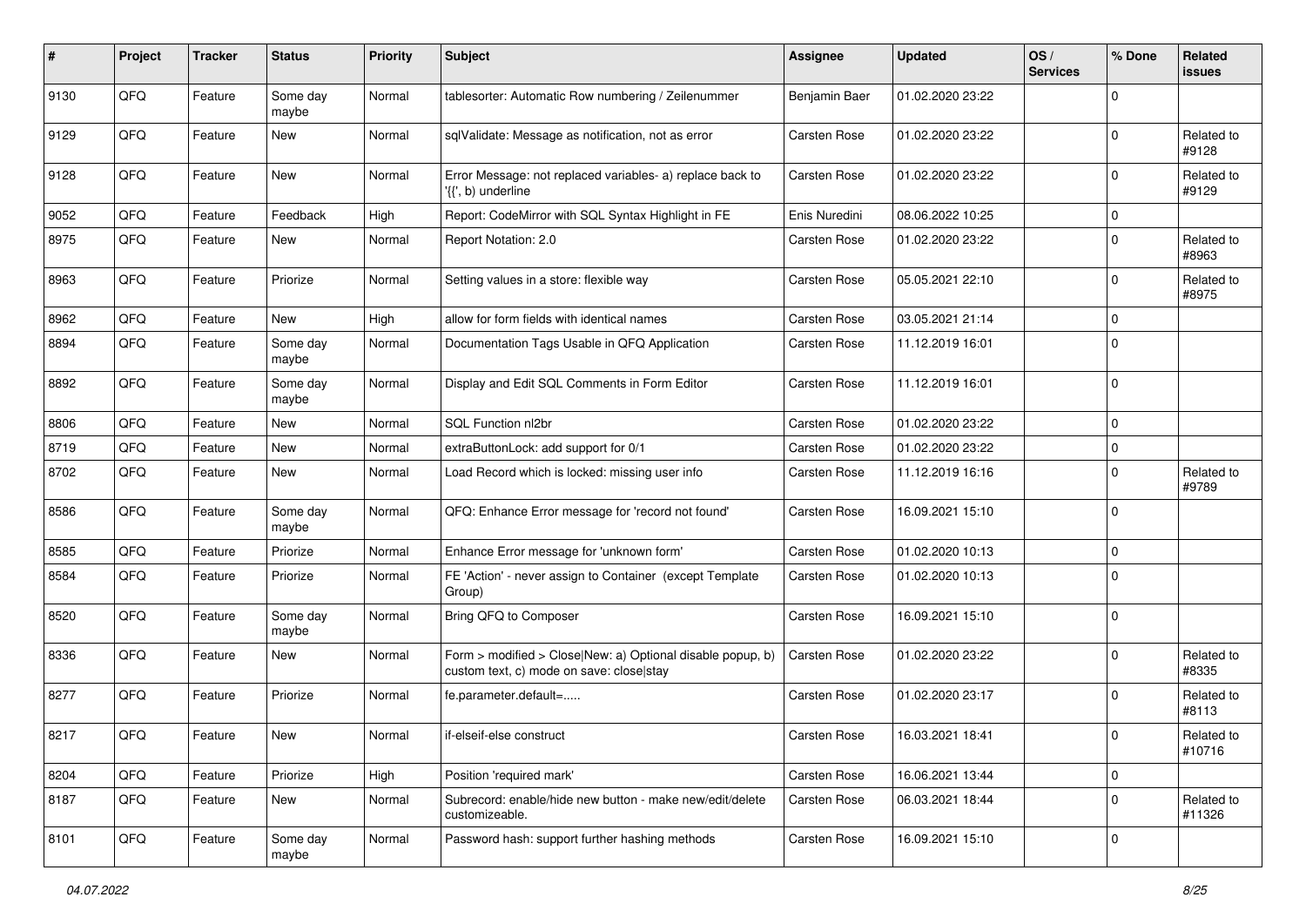| # | Project | Tracker | Status | Priority | Subject | Assignee | Updated | OS / Services | % Done | Related issues |
|---|---|---|---|---|---|---|---|---|---|---|
| 9130 | QFQ | Feature | Some day maybe | Normal | tablesorter: Automatic Row numbering / Zeilenummer | Benjamin Baer | 01.02.2020 23:22 | | 0 | |
| 9129 | QFQ | Feature | New | Normal | sqlValidate: Message as notification, not as error | Carsten Rose | 01.02.2020 23:22 | | 0 | Related to #9128 |
| 9128 | QFQ | Feature | New | Normal | Error Message: not replaced variables- a) replace back to '{{', b) underline | Carsten Rose | 01.02.2020 23:22 | | 0 | Related to #9129 |
| 9052 | QFQ | Feature | Feedback | High | Report: CodeMirror with SQL Syntax Highlight in FE | Enis Nuredini | 08.06.2022 10:25 | | 0 | |
| 8975 | QFQ | Feature | New | Normal | Report Notation: 2.0 | Carsten Rose | 01.02.2020 23:22 | | 0 | Related to #8963 |
| 8963 | QFQ | Feature | Priorize | Normal | Setting values in a store: flexible way | Carsten Rose | 05.05.2021 22:10 | | 0 | Related to #8975 |
| 8962 | QFQ | Feature | New | High | allow for form fields with identical names | Carsten Rose | 03.05.2021 21:14 | | 0 | |
| 8894 | QFQ | Feature | Some day maybe | Normal | Documentation Tags Usable in QFQ Application | Carsten Rose | 11.12.2019 16:01 | | 0 | |
| 8892 | QFQ | Feature | Some day maybe | Normal | Display and Edit SQL Comments in Form Editor | Carsten Rose | 11.12.2019 16:01 | | 0 | |
| 8806 | QFQ | Feature | New | Normal | SQL Function nl2br | Carsten Rose | 01.02.2020 23:22 | | 0 | |
| 8719 | QFQ | Feature | New | Normal | extraButtonLock: add support for 0/1 | Carsten Rose | 01.02.2020 23:22 | | 0 | |
| 8702 | QFQ | Feature | New | Normal | Load Record which is locked: missing user info | Carsten Rose | 11.12.2019 16:16 | | 0 | Related to #9789 |
| 8586 | QFQ | Feature | Some day maybe | Normal | QFQ: Enhance Error message for 'record not found' | Carsten Rose | 16.09.2021 15:10 | | 0 | |
| 8585 | QFQ | Feature | Priorize | Normal | Enhance Error message for 'unknown form' | Carsten Rose | 01.02.2020 10:13 | | 0 | |
| 8584 | QFQ | Feature | Priorize | Normal | FE 'Action' - never assign to Container (except Template Group) | Carsten Rose | 01.02.2020 10:13 | | 0 | |
| 8520 | QFQ | Feature | Some day maybe | Normal | Bring QFQ to Composer | Carsten Rose | 16.09.2021 15:10 | | 0 | |
| 8336 | QFQ | Feature | New | Normal | Form > modified > Close\|New: a) Optional disable popup, b) custom text, c) mode on save: close\|stay | Carsten Rose | 01.02.2020 23:22 | | 0 | Related to #8335 |
| 8277 | QFQ | Feature | Priorize | Normal | fe.parameter.default=..... | Carsten Rose | 01.02.2020 23:17 | | 0 | Related to #8113 |
| 8217 | QFQ | Feature | New | Normal | if-elseif-else construct | Carsten Rose | 16.03.2021 18:41 | | 0 | Related to #10716 |
| 8204 | QFQ | Feature | Priorize | High | Position 'required mark' | Carsten Rose | 16.06.2021 13:44 | | 0 | |
| 8187 | QFQ | Feature | New | Normal | Subrecord: enable/hide new button - make new/edit/delete customizeable. | Carsten Rose | 06.03.2021 18:44 | | 0 | Related to #11326 |
| 8101 | QFQ | Feature | Some day maybe | Normal | Password hash: support further hashing methods | Carsten Rose | 16.09.2021 15:10 | | 0 | |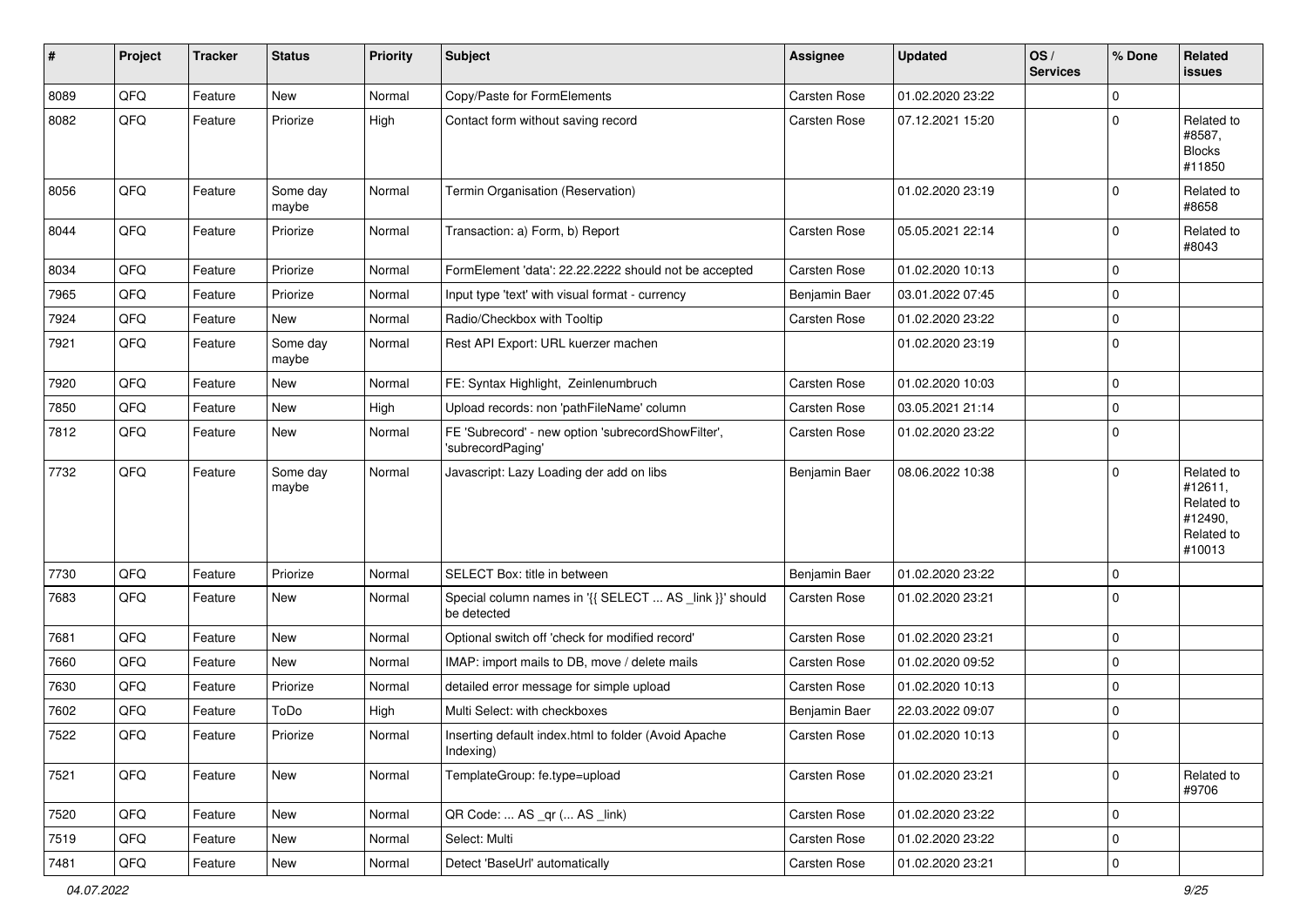| # | Project | Tracker | Status | Priority | Subject | Assignee | Updated | OS / Services | % Done | Related issues |
|---|---|---|---|---|---|---|---|---|---|---|
| 8089 | QFQ | Feature | New | Normal | Copy/Paste for FormElements | Carsten Rose | 01.02.2020 23:22 | | 0 | |
| 8082 | QFQ | Feature | Priorize | High | Contact form without saving record | Carsten Rose | 07.12.2021 15:20 | | 0 | Related to #8587, Blocks #11850 |
| 8056 | QFQ | Feature | Some day maybe | Normal | Termin Organisation (Reservation) | | 01.02.2020 23:19 | | 0 | Related to #8658 |
| 8044 | QFQ | Feature | Priorize | Normal | Transaction: a) Form, b) Report | Carsten Rose | 05.05.2021 22:14 | | 0 | Related to #8043 |
| 8034 | QFQ | Feature | Priorize | Normal | FormElement 'data': 22.22.2222 should not be accepted | Carsten Rose | 01.02.2020 10:13 | | 0 | |
| 7965 | QFQ | Feature | Priorize | Normal | Input type 'text' with visual format - currency | Benjamin Baer | 03.01.2022 07:45 | | 0 | |
| 7924 | QFQ | Feature | New | Normal | Radio/Checkbox with Tooltip | Carsten Rose | 01.02.2020 23:22 | | 0 | |
| 7921 | QFQ | Feature | Some day maybe | Normal | Rest API Export: URL kuerzer machen | | 01.02.2020 23:19 | | 0 | |
| 7920 | QFQ | Feature | New | Normal | FE: Syntax Highlight, Zeinlenumbruch | Carsten Rose | 01.02.2020 10:03 | | 0 | |
| 7850 | QFQ | Feature | New | High | Upload records: non 'pathFileName' column | Carsten Rose | 03.05.2021 21:14 | | 0 | |
| 7812 | QFQ | Feature | New | Normal | FE 'Subrecord' - new option 'subrecordShowFilter', 'subrecordPaging' | Carsten Rose | 01.02.2020 23:22 | | 0 | |
| 7732 | QFQ | Feature | Some day maybe | Normal | Javascript: Lazy Loading der add on libs | Benjamin Baer | 08.06.2022 10:38 | | 0 | Related to #12611, Related to #12490, Related to #10013 |
| 7730 | QFQ | Feature | Priorize | Normal | SELECT Box: title in between | Benjamin Baer | 01.02.2020 23:22 | | 0 | |
| 7683 | QFQ | Feature | New | Normal | Special column names in '{{ SELECT ... AS _link }}' should be detected | Carsten Rose | 01.02.2020 23:21 | | 0 | |
| 7681 | QFQ | Feature | New | Normal | Optional switch off 'check for modified record' | Carsten Rose | 01.02.2020 23:21 | | 0 | |
| 7660 | QFQ | Feature | New | Normal | IMAP: import mails to DB, move / delete mails | Carsten Rose | 01.02.2020 09:52 | | 0 | |
| 7630 | QFQ | Feature | Priorize | Normal | detailed error message for simple upload | Carsten Rose | 01.02.2020 10:13 | | 0 | |
| 7602 | QFQ | Feature | ToDo | High | Multi Select: with checkboxes | Benjamin Baer | 22.03.2022 09:07 | | 0 | |
| 7522 | QFQ | Feature | Priorize | Normal | Inserting default index.html to folder (Avoid Apache Indexing) | Carsten Rose | 01.02.2020 10:13 | | 0 | |
| 7521 | QFQ | Feature | New | Normal | TemplateGroup: fe.type=upload | Carsten Rose | 01.02.2020 23:21 | | 0 | Related to #9706 |
| 7520 | QFQ | Feature | New | Normal | QR Code: ... AS _qr (... AS _link) | Carsten Rose | 01.02.2020 23:22 | | 0 | |
| 7519 | QFQ | Feature | New | Normal | Select: Multi | Carsten Rose | 01.02.2020 23:22 | | 0 | |
| 7481 | QFQ | Feature | New | Normal | Detect 'BaseUrl' automatically | Carsten Rose | 01.02.2020 23:21 | | 0 | |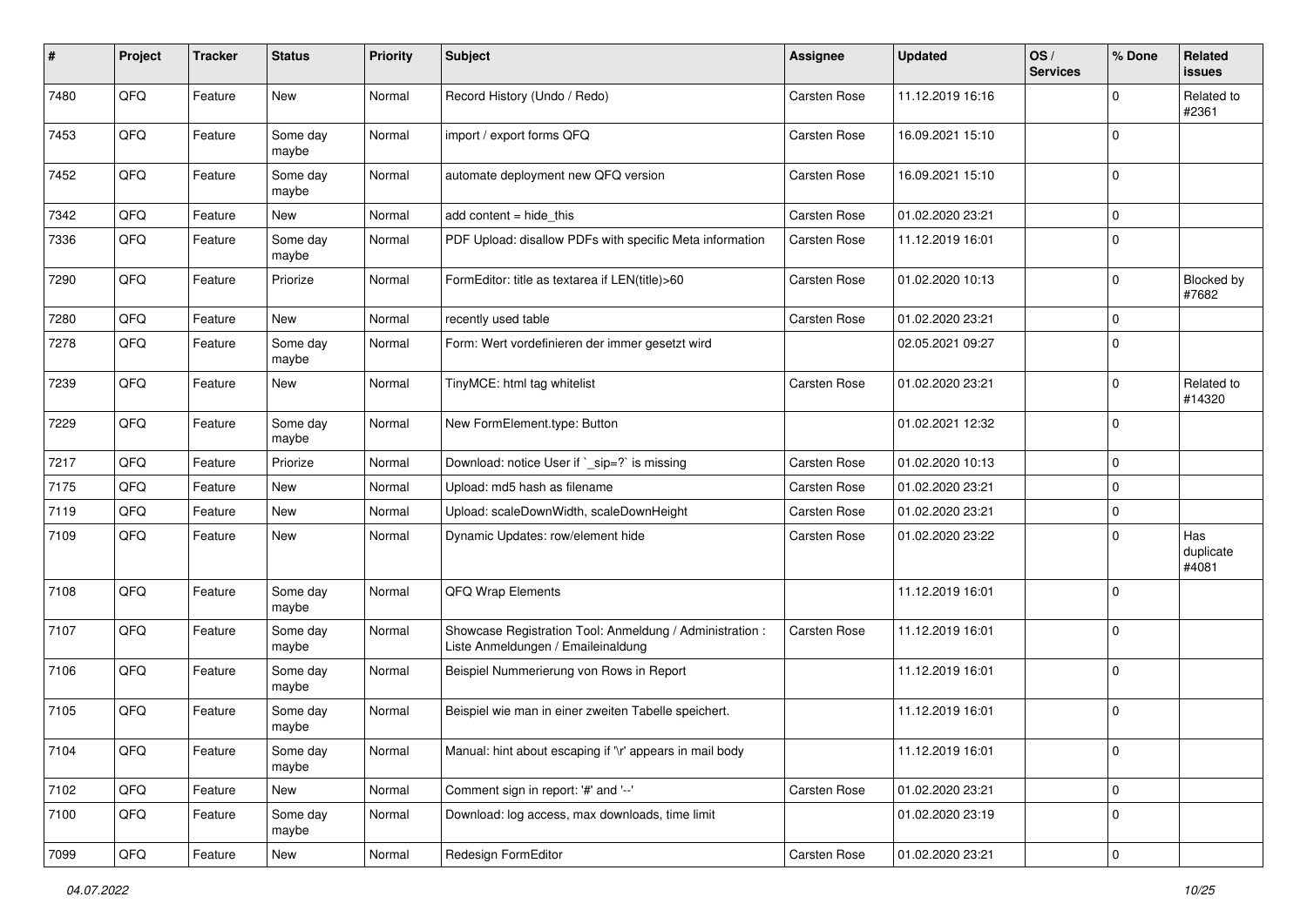| # | Project | Tracker | Status | Priority | Subject | Assignee | Updated | OS / Services | % Done | Related issues |
|---|---|---|---|---|---|---|---|---|---|---|
| 7480 | QFQ | Feature | New | Normal | Record History (Undo / Redo) | Carsten Rose | 11.12.2019 16:16 | | 0 | Related to #2361 |
| 7453 | QFQ | Feature | Some day maybe | Normal | import / export forms QFQ | Carsten Rose | 16.09.2021 15:10 | | 0 | |
| 7452 | QFQ | Feature | Some day maybe | Normal | automate deployment new QFQ version | Carsten Rose | 16.09.2021 15:10 | | 0 | |
| 7342 | QFQ | Feature | New | Normal | add content = hide_this | Carsten Rose | 01.02.2020 23:21 | | 0 | |
| 7336 | QFQ | Feature | Some day maybe | Normal | PDF Upload: disallow PDFs with specific Meta information | Carsten Rose | 11.12.2019 16:01 | | 0 | |
| 7290 | QFQ | Feature | Priorize | Normal | FormEditor: title as textarea if LEN(title)>60 | Carsten Rose | 01.02.2020 10:13 | | 0 | Blocked by #7682 |
| 7280 | QFQ | Feature | New | Normal | recently used table | Carsten Rose | 01.02.2020 23:21 | | 0 | |
| 7278 | QFQ | Feature | Some day maybe | Normal | Form: Wert vordefinieren der immer gesetzt wird | | 02.05.2021 09:27 | | 0 | |
| 7239 | QFQ | Feature | New | Normal | TinyMCE: html tag whitelist | Carsten Rose | 01.02.2020 23:21 | | 0 | Related to #14320 |
| 7229 | QFQ | Feature | Some day maybe | Normal | New FormElement.type: Button | | 01.02.2021 12:32 | | 0 | |
| 7217 | QFQ | Feature | Priorize | Normal | Download: notice User if `_sip=?` is missing | Carsten Rose | 01.02.2020 10:13 | | 0 | |
| 7175 | QFQ | Feature | New | Normal | Upload: md5 hash as filename | Carsten Rose | 01.02.2020 23:21 | | 0 | |
| 7119 | QFQ | Feature | New | Normal | Upload: scaleDownWidth, scaleDownHeight | Carsten Rose | 01.02.2020 23:21 | | 0 | |
| 7109 | QFQ | Feature | New | Normal | Dynamic Updates: row/element hide | Carsten Rose | 01.02.2020 23:22 | | 0 | Has duplicate #4081 |
| 7108 | QFQ | Feature | Some day maybe | Normal | QFQ Wrap Elements | | 11.12.2019 16:01 | | 0 | |
| 7107 | QFQ | Feature | Some day maybe | Normal | Showcase Registration Tool: Anmeldung / Administration : Liste Anmeldungen / Emaileinaldung | Carsten Rose | 11.12.2019 16:01 | | 0 | |
| 7106 | QFQ | Feature | Some day maybe | Normal | Beispiel Nummerierung von Rows in Report | | 11.12.2019 16:01 | | 0 | |
| 7105 | QFQ | Feature | Some day maybe | Normal | Beispiel wie man in einer zweiten Tabelle speichert. | | 11.12.2019 16:01 | | 0 | |
| 7104 | QFQ | Feature | Some day maybe | Normal | Manual: hint about escaping if '\r' appears in mail body | | 11.12.2019 16:01 | | 0 | |
| 7102 | QFQ | Feature | New | Normal | Comment sign in report: '#' and '--' | Carsten Rose | 01.02.2020 23:21 | | 0 | |
| 7100 | QFQ | Feature | Some day maybe | Normal | Download: log access, max downloads, time limit | | 01.02.2020 23:19 | | 0 | |
| 7099 | QFQ | Feature | New | Normal | Redesign FormEditor | Carsten Rose | 01.02.2020 23:21 | | 0 | |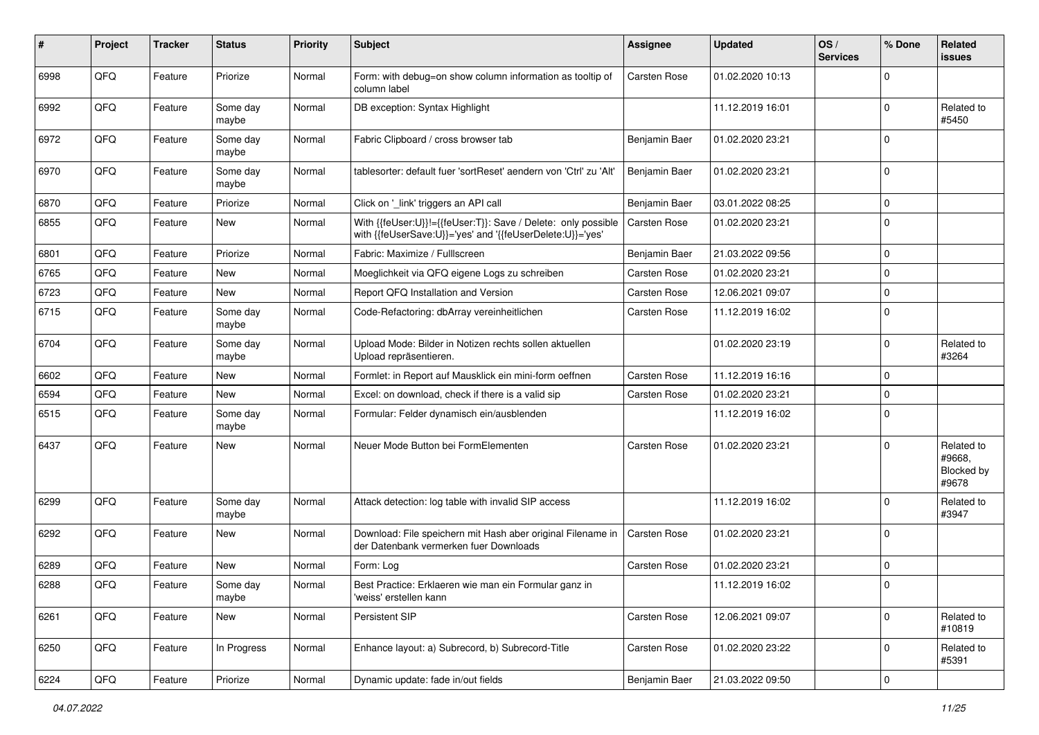| # | Project | Tracker | Status | Priority | Subject | Assignee | Updated | OS / Services | % Done | Related issues |
|---|---|---|---|---|---|---|---|---|---|---|
| 6998 | QFQ | Feature | Priorize | Normal | Form: with debug=on show column information as tooltip of column label | Carsten Rose | 01.02.2020 10:13 | | 0 | |
| 6992 | QFQ | Feature | Some day maybe | Normal | DB exception: Syntax Highlight | | 11.12.2019 16:01 | | 0 | Related to #5450 |
| 6972 | QFQ | Feature | Some day maybe | Normal | Fabric Clipboard / cross browser tab | Benjamin Baer | 01.02.2020 23:21 | | 0 | |
| 6970 | QFQ | Feature | Some day maybe | Normal | tablesorter: default fuer 'sortReset' aendern von 'Ctrl' zu 'Alt' | Benjamin Baer | 01.02.2020 23:21 | | 0 | |
| 6870 | QFQ | Feature | Priorize | Normal | Click on '_link' triggers an API call | Benjamin Baer | 03.01.2022 08:25 | | 0 | |
| 6855 | QFQ | Feature | New | Normal | With {{feUser:U}}!={{feUser:T}}: Save / Delete: only possible with {{feUserSave:U}}='yes' and '{{feUserDelete:U}}='yes' | Carsten Rose | 01.02.2020 23:21 | | 0 | |
| 6801 | QFQ | Feature | Priorize | Normal | Fabric: Maximize / Fulllscreen | Benjamin Baer | 21.03.2022 09:56 | | 0 | |
| 6765 | QFQ | Feature | New | Normal | Moeglichkeit via QFQ eigene Logs zu schreiben | Carsten Rose | 01.02.2020 23:21 | | 0 | |
| 6723 | QFQ | Feature | New | Normal | Report QFQ Installation and Version | Carsten Rose | 12.06.2021 09:07 | | 0 | |
| 6715 | QFQ | Feature | Some day maybe | Normal | Code-Refactoring: dbArray vereinheitlichen | Carsten Rose | 11.12.2019 16:02 | | 0 | |
| 6704 | QFQ | Feature | Some day maybe | Normal | Upload Mode: Bilder in Notizen rechts sollen aktuellen Upload repräsentieren. | | 01.02.2020 23:19 | | 0 | Related to #3264 |
| 6602 | QFQ | Feature | New | Normal | Formlet: in Report auf Mausklick ein mini-form oeffnen | Carsten Rose | 11.12.2019 16:16 | | 0 | |
| 6594 | QFQ | Feature | New | Normal | Excel: on download, check if there is a valid sip | Carsten Rose | 01.02.2020 23:21 | | 0 | |
| 6515 | QFQ | Feature | Some day maybe | Normal | Formular: Felder dynamisch ein/ausblenden | | 11.12.2019 16:02 | | 0 | |
| 6437 | QFQ | Feature | New | Normal | Neuer Mode Button bei FormElementen | Carsten Rose | 01.02.2020 23:21 | | 0 | Related to #9668, Blocked by #9678 |
| 6299 | QFQ | Feature | Some day maybe | Normal | Attack detection: log table with invalid SIP access | | 11.12.2019 16:02 | | 0 | Related to #3947 |
| 6292 | QFQ | Feature | New | Normal | Download: File speichern mit Hash aber original Filename in der Datenbank vermerken fuer Downloads | Carsten Rose | 01.02.2020 23:21 | | 0 | |
| 6289 | QFQ | Feature | New | Normal | Form: Log | Carsten Rose | 01.02.2020 23:21 | | 0 | |
| 6288 | QFQ | Feature | Some day maybe | Normal | Best Practice: Erklaeren wie man ein Formular ganz in 'weiss' erstellen kann | | 11.12.2019 16:02 | | 0 | |
| 6261 | QFQ | Feature | New | Normal | Persistent SIP | Carsten Rose | 12.06.2021 09:07 | | 0 | Related to #10819 |
| 6250 | QFQ | Feature | In Progress | Normal | Enhance layout: a) Subrecord, b) Subrecord-Title | Carsten Rose | 01.02.2020 23:22 | | 0 | Related to #5391 |
| 6224 | QFQ | Feature | Priorize | Normal | Dynamic update: fade in/out fields | Benjamin Baer | 21.03.2022 09:50 | | 0 | |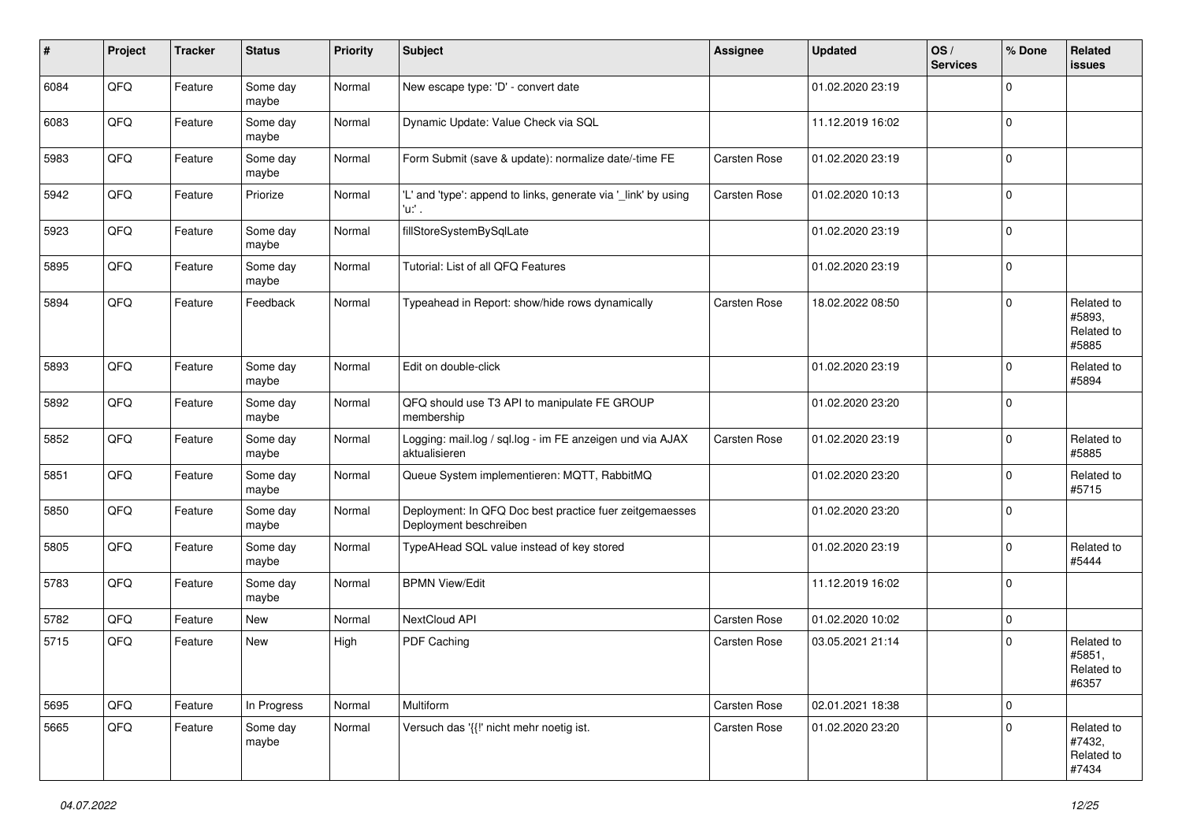| # | Project | Tracker | Status | Priority | Subject | Assignee | Updated | OS / Services | % Done | Related issues |
|---|---|---|---|---|---|---|---|---|---|---|
| 6084 | QFQ | Feature | Some day maybe | Normal | New escape type: 'D' - convert date | | 01.02.2020 23:19 | | 0 | |
| 6083 | QFQ | Feature | Some day maybe | Normal | Dynamic Update: Value Check via SQL | | 11.12.2019 16:02 | | 0 | |
| 5983 | QFQ | Feature | Some day maybe | Normal | Form Submit (save & update): normalize date/-time FE | Carsten Rose | 01.02.2020 23:19 | | 0 | |
| 5942 | QFQ | Feature | Priorize | Normal | 'L' and 'type': append to links, generate via '_link' by using 'u:' . | Carsten Rose | 01.02.2020 10:13 | | 0 | |
| 5923 | QFQ | Feature | Some day maybe | Normal | fillStoreSystemBySqlLate | | 01.02.2020 23:19 | | 0 | |
| 5895 | QFQ | Feature | Some day maybe | Normal | Tutorial: List of all QFQ Features | | 01.02.2020 23:19 | | 0 | |
| 5894 | QFQ | Feature | Feedback | Normal | Typeahead in Report: show/hide rows dynamically | Carsten Rose | 18.02.2022 08:50 | | 0 | Related to #5893, Related to #5885 |
| 5893 | QFQ | Feature | Some day maybe | Normal | Edit on double-click | | 01.02.2020 23:19 | | 0 | Related to #5894 |
| 5892 | QFQ | Feature | Some day maybe | Normal | QFQ should use T3 API to manipulate FE GROUP membership | | 01.02.2020 23:20 | | 0 | |
| 5852 | QFQ | Feature | Some day maybe | Normal | Logging: mail.log / sql.log - im FE anzeigen und via AJAX aktualisieren | Carsten Rose | 01.02.2020 23:19 | | 0 | Related to #5885 |
| 5851 | QFQ | Feature | Some day maybe | Normal | Queue System implementieren: MQTT, RabbitMQ | | 01.02.2020 23:20 | | 0 | Related to #5715 |
| 5850 | QFQ | Feature | Some day maybe | Normal | Deployment: In QFQ Doc best practice fuer zeitgemaesses Deployment beschreiben | | 01.02.2020 23:20 | | 0 | |
| 5805 | QFQ | Feature | Some day maybe | Normal | TypeAHead SQL value instead of key stored | | 01.02.2020 23:19 | | 0 | Related to #5444 |
| 5783 | QFQ | Feature | Some day maybe | Normal | BPMN View/Edit | | 11.12.2019 16:02 | | 0 | |
| 5782 | QFQ | Feature | New | Normal | NextCloud API | Carsten Rose | 01.02.2020 10:02 | | 0 | |
| 5715 | QFQ | Feature | New | High | PDF Caching | Carsten Rose | 03.05.2021 21:14 | | 0 | Related to #5851, Related to #6357 |
| 5695 | QFQ | Feature | In Progress | Normal | Multiform | Carsten Rose | 02.01.2021 18:38 | | 0 | |
| 5665 | QFQ | Feature | Some day maybe | Normal | Versuch das '{{!' nicht mehr noetig ist. | Carsten Rose | 01.02.2020 23:20 | | 0 | Related to #7432, Related to #7434 |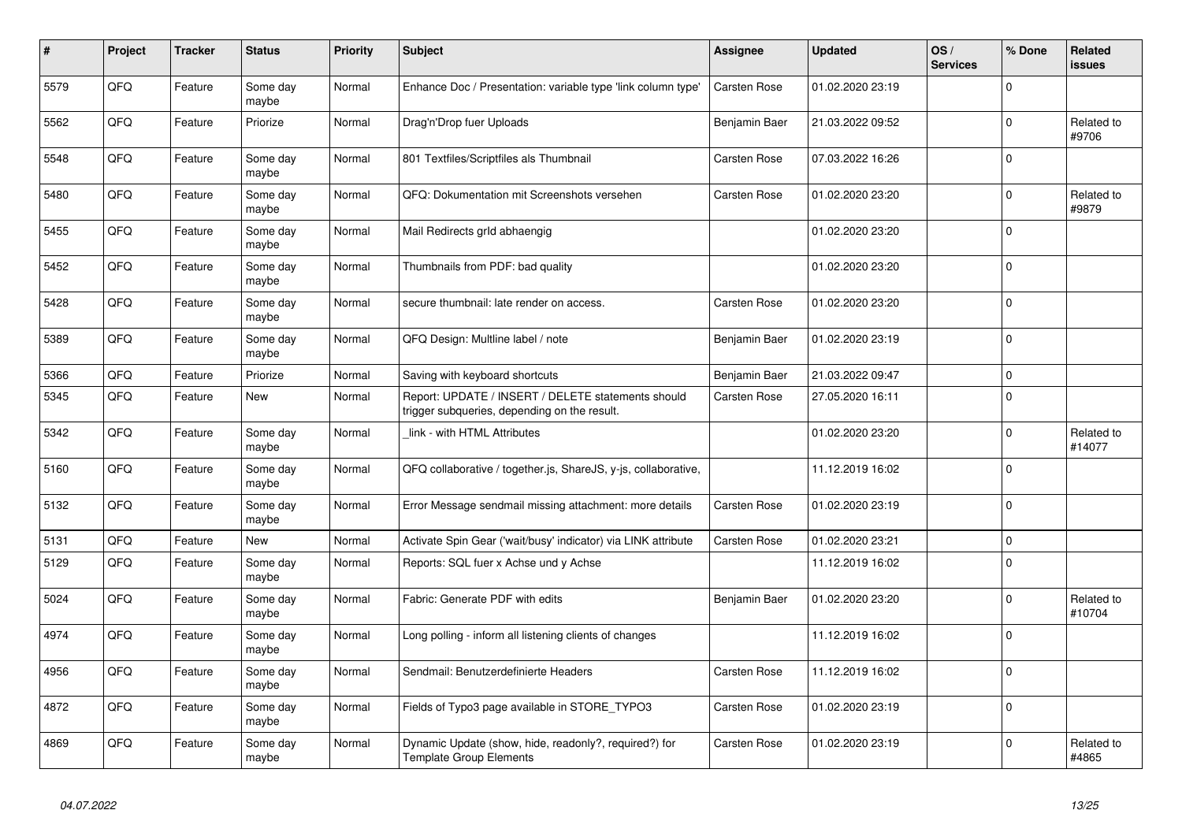| # | Project | Tracker | Status | Priority | Subject | Assignee | Updated | OS / Services | % Done | Related issues |
|---|---|---|---|---|---|---|---|---|---|---|
| 5579 | QFQ | Feature | Some day maybe | Normal | Enhance Doc / Presentation: variable type 'link column type' | Carsten Rose | 01.02.2020 23:19 | | 0 | |
| 5562 | QFQ | Feature | Priorize | Normal | Drag'n'Drop fuer Uploads | Benjamin Baer | 21.03.2022 09:52 | | 0 | Related to #9706 |
| 5548 | QFQ | Feature | Some day maybe | Normal | 801 Textfiles/Scriptfiles als Thumbnail | Carsten Rose | 07.03.2022 16:26 | | 0 | |
| 5480 | QFQ | Feature | Some day maybe | Normal | QFQ: Dokumentation mit Screenshots versehen | Carsten Rose | 01.02.2020 23:20 | | 0 | Related to #9879 |
| 5455 | QFQ | Feature | Some day maybe | Normal | Mail Redirects grld abhaengig | | 01.02.2020 23:20 | | 0 | |
| 5452 | QFQ | Feature | Some day maybe | Normal | Thumbnails from PDF: bad quality | | 01.02.2020 23:20 | | 0 | |
| 5428 | QFQ | Feature | Some day maybe | Normal | secure thumbnail: late render on access. | Carsten Rose | 01.02.2020 23:20 | | 0 | |
| 5389 | QFQ | Feature | Some day maybe | Normal | QFQ Design: Multline label / note | Benjamin Baer | 01.02.2020 23:19 | | 0 | |
| 5366 | QFQ | Feature | Priorize | Normal | Saving with keyboard shortcuts | Benjamin Baer | 21.03.2022 09:47 | | 0 | |
| 5345 | QFQ | Feature | New | Normal | Report: UPDATE / INSERT / DELETE statements should trigger subqueries, depending on the result. | Carsten Rose | 27.05.2020 16:11 | | 0 | |
| 5342 | QFQ | Feature | Some day maybe | Normal | _link - with HTML Attributes | | 01.02.2020 23:20 | | 0 | Related to #14077 |
| 5160 | QFQ | Feature | Some day maybe | Normal | QFQ collaborative / together.js, ShareJS, y-js, collaborative, | | 11.12.2019 16:02 | | 0 | |
| 5132 | QFQ | Feature | Some day maybe | Normal | Error Message sendmail missing attachment: more details | Carsten Rose | 01.02.2020 23:19 | | 0 | |
| 5131 | QFQ | Feature | New | Normal | Activate Spin Gear ('wait/busy' indicator) via LINK attribute | Carsten Rose | 01.02.2020 23:21 | | 0 | |
| 5129 | QFQ | Feature | Some day maybe | Normal | Reports: SQL fuer x Achse und y Achse | | 11.12.2019 16:02 | | 0 | |
| 5024 | QFQ | Feature | Some day maybe | Normal | Fabric: Generate PDF with edits | Benjamin Baer | 01.02.2020 23:20 | | 0 | Related to #10704 |
| 4974 | QFQ | Feature | Some day maybe | Normal | Long polling - inform all listening clients of changes | | 11.12.2019 16:02 | | 0 | |
| 4956 | QFQ | Feature | Some day maybe | Normal | Sendmail: Benutzerdefinierte Headers | Carsten Rose | 11.12.2019 16:02 | | 0 | |
| 4872 | QFQ | Feature | Some day maybe | Normal | Fields of Typo3 page available in STORE_TYPO3 | Carsten Rose | 01.02.2020 23:19 | | 0 | |
| 4869 | QFQ | Feature | Some day maybe | Normal | Dynamic Update (show, hide, readonly?, required?) for Template Group Elements | Carsten Rose | 01.02.2020 23:19 | | 0 | Related to #4865 |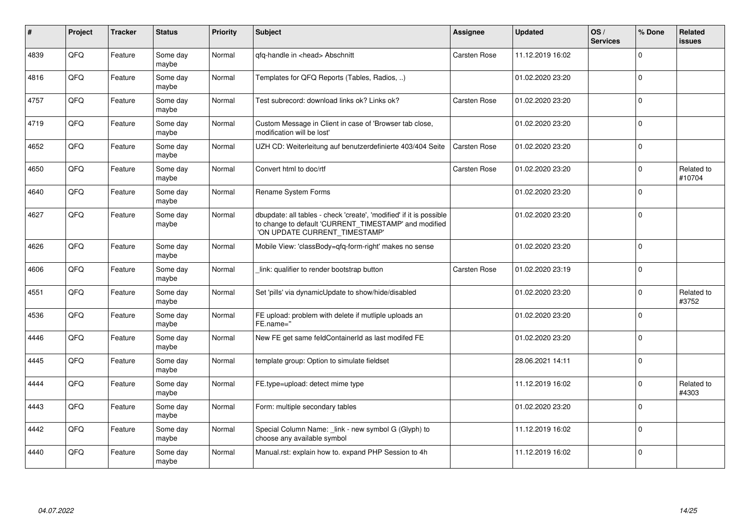| # | Project | Tracker | Status | Priority | Subject | Assignee | Updated | OS / Services | % Done | Related issues |
|---|---|---|---|---|---|---|---|---|---|---|
| 4839 | QFQ | Feature | Some day maybe | Normal | qfq-handle in <head> Abschnitt | Carsten Rose | 11.12.2019 16:02 | | 0 | |
| 4816 | QFQ | Feature | Some day maybe | Normal | Templates for QFQ Reports (Tables, Radios, ..) | | 01.02.2020 23:20 | | 0 | |
| 4757 | QFQ | Feature | Some day maybe | Normal | Test subrecord: download links ok? Links ok? | Carsten Rose | 01.02.2020 23:20 | | 0 | |
| 4719 | QFQ | Feature | Some day maybe | Normal | Custom Message in Client in case of 'Browser tab close, modification will be lost' | | 01.02.2020 23:20 | | 0 | |
| 4652 | QFQ | Feature | Some day maybe | Normal | UZH CD: Weiterleitung auf benutzerdefinierte 403/404 Seite | Carsten Rose | 01.02.2020 23:20 | | 0 | |
| 4650 | QFQ | Feature | Some day maybe | Normal | Convert html to doc/rtf | Carsten Rose | 01.02.2020 23:20 | | 0 | Related to #10704 |
| 4640 | QFQ | Feature | Some day maybe | Normal | Rename System Forms | | 01.02.2020 23:20 | | 0 | |
| 4627 | QFQ | Feature | Some day maybe | Normal | dbupdate: all tables - check 'create', 'modified' if it is possible to change to default 'CURRENT_TIMESTAMP' and modified 'ON UPDATE CURRENT_TIMESTAMP' | | 01.02.2020 23:20 | | 0 | |
| 4626 | QFQ | Feature | Some day maybe | Normal | Mobile View: 'classBody=qfq-form-right' makes no sense | | 01.02.2020 23:20 | | 0 | |
| 4606 | QFQ | Feature | Some day maybe | Normal | _link: qualifier to render bootstrap button | Carsten Rose | 01.02.2020 23:19 | | 0 | |
| 4551 | QFQ | Feature | Some day maybe | Normal | Set 'pills' via dynamicUpdate to show/hide/disabled | | 01.02.2020 23:20 | | 0 | Related to #3752 |
| 4536 | QFQ | Feature | Some day maybe | Normal | FE upload: problem with delete if mutliple uploads an FE.name='' | | 01.02.2020 23:20 | | 0 | |
| 4446 | QFQ | Feature | Some day maybe | Normal | New FE get same feldContainerId as last modifed FE | | 01.02.2020 23:20 | | 0 | |
| 4445 | QFQ | Feature | Some day maybe | Normal | template group: Option to simulate fieldset | | 28.06.2021 14:11 | | 0 | |
| 4444 | QFQ | Feature | Some day maybe | Normal | FE.type=upload: detect mime type | | 11.12.2019 16:02 | | 0 | Related to #4303 |
| 4443 | QFQ | Feature | Some day maybe | Normal | Form: multiple secondary tables | | 01.02.2020 23:20 | | 0 | |
| 4442 | QFQ | Feature | Some day maybe | Normal | Special Column Name: _link - new symbol G (Glyph) to choose any available symbol | | 11.12.2019 16:02 | | 0 | |
| 4440 | QFQ | Feature | Some day maybe | Normal | Manual.rst: explain how to. expand PHP Session to 4h | | 11.12.2019 16:02 | | 0 | |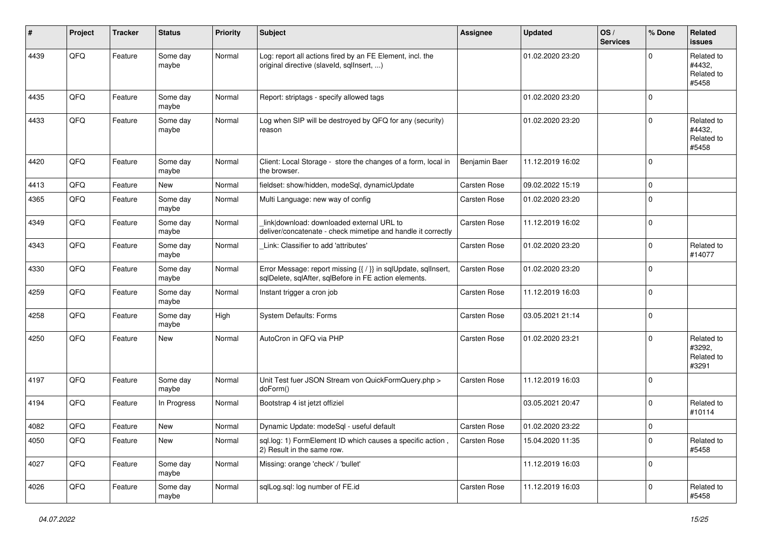| # | Project | Tracker | Status | Priority | Subject | Assignee | Updated | OS / Services | % Done | Related issues |
|---|---|---|---|---|---|---|---|---|---|---|
| 4439 | QFQ | Feature | Some day maybe | Normal | Log: report all actions fired by an FE Element, incl. the original directive (slaveId, sqlInsert, ...) | | 01.02.2020 23:20 | | 0 | Related to #4432, Related to #5458 |
| 4435 | QFQ | Feature | Some day maybe | Normal | Report: striptags - specify allowed tags | | 01.02.2020 23:20 | | 0 | |
| 4433 | QFQ | Feature | Some day maybe | Normal | Log when SIP will be destroyed by QFQ for any (security) reason | | 01.02.2020 23:20 | | 0 | Related to #4432, Related to #5458 |
| 4420 | QFQ | Feature | Some day maybe | Normal | Client: Local Storage - store the changes of a form, local in the browser. | Benjamin Baer | 11.12.2019 16:02 | | 0 | |
| 4413 | QFQ | Feature | New | Normal | fieldset: show/hidden, modeSql, dynamicUpdate | Carsten Rose | 09.02.2022 15:19 | | 0 | |
| 4365 | QFQ | Feature | Some day maybe | Normal | Multi Language: new way of config | Carsten Rose | 01.02.2020 23:20 | | 0 | |
| 4349 | QFQ | Feature | Some day maybe | Normal | _link\|download: downloaded external URL to deliver/concatenate - check mimetipe and handle it correctly | Carsten Rose | 11.12.2019 16:02 | | 0 | |
| 4343 | QFQ | Feature | Some day maybe | Normal | _Link: Classifier to add 'attributes' | Carsten Rose | 01.02.2020 23:20 | | 0 | Related to #14077 |
| 4330 | QFQ | Feature | Some day maybe | Normal | Error Message: report missing {{ / }} in sqlUpdate, sqlInsert, sqlDelete, sqlAfter, sqlBefore in FE action elements. | Carsten Rose | 01.02.2020 23:20 | | 0 | |
| 4259 | QFQ | Feature | Some day maybe | Normal | Instant trigger a cron job | Carsten Rose | 11.12.2019 16:03 | | 0 | |
| 4258 | QFQ | Feature | Some day maybe | High | System Defaults: Forms | Carsten Rose | 03.05.2021 21:14 | | 0 | |
| 4250 | QFQ | Feature | New | Normal | AutoCron in QFQ via PHP | Carsten Rose | 01.02.2020 23:21 | | 0 | Related to #3292, Related to #3291 |
| 4197 | QFQ | Feature | Some day maybe | Normal | Unit Test fuer JSON Stream von QuickFormQuery.php > doForm() | Carsten Rose | 11.12.2019 16:03 | | 0 | |
| 4194 | QFQ | Feature | In Progress | Normal | Bootstrap 4 ist jetzt offiziel | | 03.05.2021 20:47 | | 0 | Related to #10114 |
| 4082 | QFQ | Feature | New | Normal | Dynamic Update: modeSql - useful default | Carsten Rose | 01.02.2020 23:22 | | 0 | |
| 4050 | QFQ | Feature | New | Normal | sql.log: 1) FormElement ID which causes a specific action , 2) Result in the same row. | Carsten Rose | 15.04.2020 11:35 | | 0 | Related to #5458 |
| 4027 | QFQ | Feature | Some day maybe | Normal | Missing: orange 'check' / 'bullet' | | 11.12.2019 16:03 | | 0 | |
| 4026 | QFQ | Feature | Some day maybe | Normal | sqlLog.sql: log number of FE.id | Carsten Rose | 11.12.2019 16:03 | | 0 | Related to #5458 |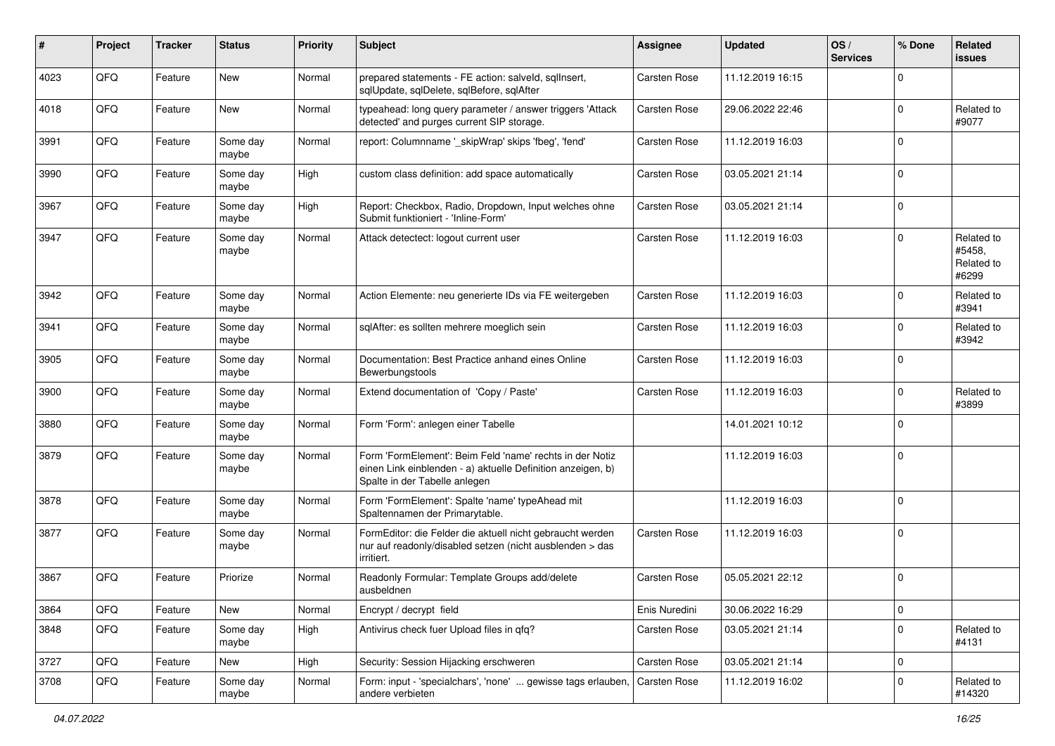| # | Project | Tracker | Status | Priority | Subject | Assignee | Updated | OS / Services | % Done | Related issues |
|---|---|---|---|---|---|---|---|---|---|---|
| 4023 | QFQ | Feature | New | Normal | prepared statements - FE action: salveld, sqlInsert, sqlUpdate, sqlDelete, sqlBefore, sqlAfter | Carsten Rose | 11.12.2019 16:15 | | 0 | |
| 4018 | QFQ | Feature | New | Normal | typeahead: long query parameter / answer triggers 'Attack detected' and purges current SIP storage. | Carsten Rose | 29.06.2022 22:46 | | 0 | Related to #9077 |
| 3991 | QFQ | Feature | Some day maybe | Normal | report: Columnname '_skipWrap' skips 'fbeg', 'fend' | Carsten Rose | 11.12.2019 16:03 | | 0 | |
| 3990 | QFQ | Feature | Some day maybe | High | custom class definition: add space automatically | Carsten Rose | 03.05.2021 21:14 | | 0 | |
| 3967 | QFQ | Feature | Some day maybe | High | Report: Checkbox, Radio, Dropdown, Input welches ohne Submit funktioniert - 'Inline-Form' | Carsten Rose | 03.05.2021 21:14 | | 0 | |
| 3947 | QFQ | Feature | Some day maybe | Normal | Attack detectect: logout current user | Carsten Rose | 11.12.2019 16:03 | | 0 | Related to #5458, Related to #6299 |
| 3942 | QFQ | Feature | Some day maybe | Normal | Action Elemente: neu generierte IDs via FE weitergeben | Carsten Rose | 11.12.2019 16:03 | | 0 | Related to #3941 |
| 3941 | QFQ | Feature | Some day maybe | Normal | sqlAfter: es sollten mehrere moeglich sein | Carsten Rose | 11.12.2019 16:03 | | 0 | Related to #3942 |
| 3905 | QFQ | Feature | Some day maybe | Normal | Documentation: Best Practice anhand eines Online Bewerbungstools | Carsten Rose | 11.12.2019 16:03 | | 0 | |
| 3900 | QFQ | Feature | Some day maybe | Normal | Extend documentation of 'Copy / Paste' | Carsten Rose | 11.12.2019 16:03 | | 0 | Related to #3899 |
| 3880 | QFQ | Feature | Some day maybe | Normal | Form 'Form': anlegen einer Tabelle | | 14.01.2021 10:12 | | 0 | |
| 3879 | QFQ | Feature | Some day maybe | Normal | Form 'FormElement': Beim Feld 'name' rechts in der Notiz einen Link einblenden - a) aktuelle Definition anzeigen, b) Spalte in der Tabelle anlegen | | 11.12.2019 16:03 | | 0 | |
| 3878 | QFQ | Feature | Some day maybe | Normal | Form 'FormElement': Spalte 'name' typeAhead mit Spaltennamen der Primarytable. | | 11.12.2019 16:03 | | 0 | |
| 3877 | QFQ | Feature | Some day maybe | Normal | FormEditor: die Felder die aktuell nicht gebraucht werden nur auf readonly/disabled setzen (nicht ausblenden > das irritiert. | Carsten Rose | 11.12.2019 16:03 | | 0 | |
| 3867 | QFQ | Feature | Priorize | Normal | Readonly Formular: Template Groups add/delete ausbeldnen | Carsten Rose | 05.05.2021 22:12 | | 0 | |
| 3864 | QFQ | Feature | New | Normal | Encrypt / decrypt field | Enis Nuredini | 30.06.2022 16:29 | | 0 | |
| 3848 | QFQ | Feature | Some day maybe | High | Antivirus check fuer Upload files in qfq? | Carsten Rose | 03.05.2021 21:14 | | 0 | Related to #4131 |
| 3727 | QFQ | Feature | New | High | Security: Session Hijacking erschweren | Carsten Rose | 03.05.2021 21:14 | | 0 | |
| 3708 | QFQ | Feature | Some day maybe | Normal | Form: input - 'specialchars', 'none' ... gewisse tags erlauben, andere verbieten | Carsten Rose | 11.12.2019 16:02 | | 0 | Related to #14320 |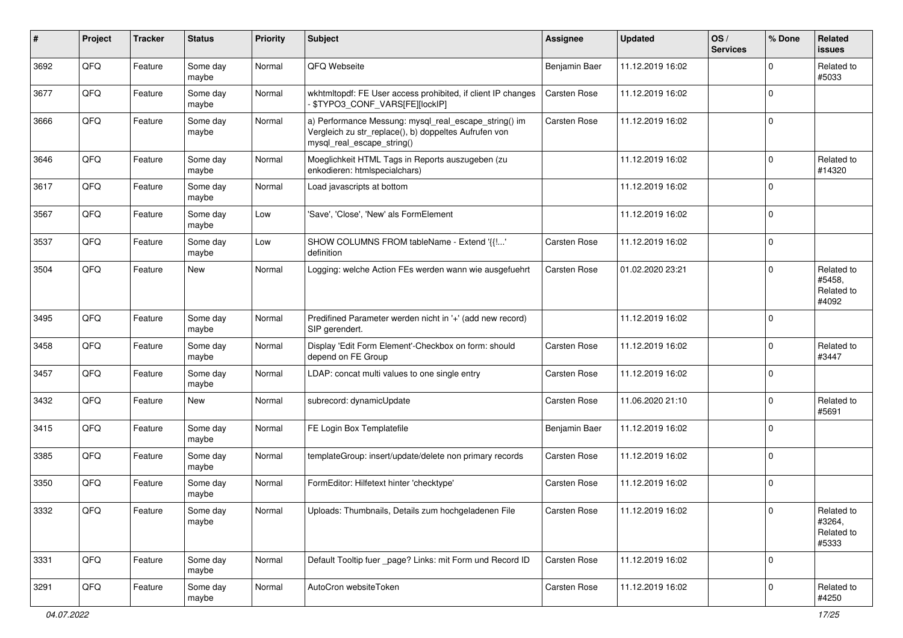| # | Project | Tracker | Status | Priority | Subject | Assignee | Updated | OS / Services | % Done | Related issues |
|---|---|---|---|---|---|---|---|---|---|---|
| 3692 | QFQ | Feature | Some day maybe | Normal | QFQ Webseite | Benjamin Baer | 11.12.2019 16:02 | | 0 | Related to #5033 |
| 3677 | QFQ | Feature | Some day maybe | Normal | wkhtmltopdf: FE User access prohibited, if client IP changes - $TYPO3_CONF_VARS[FE][lockIP] | Carsten Rose | 11.12.2019 16:02 | | 0 | |
| 3666 | QFQ | Feature | Some day maybe | Normal | a) Performance Messung: mysql_real_escape_string() im Vergleich zu str_replace(), b) doppeltes Aufrufen von mysql_real_escape_string() | Carsten Rose | 11.12.2019 16:02 | | 0 | |
| 3646 | QFQ | Feature | Some day maybe | Normal | Moeglichkeit HTML Tags in Reports auszugeben (zu enkodieren: htmlspecialchars) | | 11.12.2019 16:02 | | 0 | Related to #14320 |
| 3617 | QFQ | Feature | Some day maybe | Normal | Load javascripts at bottom | | 11.12.2019 16:02 | | 0 | |
| 3567 | QFQ | Feature | Some day maybe | Low | 'Save', 'Close', 'New' als FormElement | | 11.12.2019 16:02 | | 0 | |
| 3537 | QFQ | Feature | Some day maybe | Low | SHOW COLUMNS FROM tableName - Extend '{{!...' definition | Carsten Rose | 11.12.2019 16:02 | | 0 | |
| 3504 | QFQ | Feature | New | Normal | Logging: welche Action FEs werden wann wie ausgefuehrt | Carsten Rose | 01.02.2020 23:21 | | 0 | Related to #5458, Related to #4092 |
| 3495 | QFQ | Feature | Some day maybe | Normal | Predifined Parameter werden nicht in '+' (add new record) SIP gerendert. | | 11.12.2019 16:02 | | 0 | |
| 3458 | QFQ | Feature | Some day maybe | Normal | Display 'Edit Form Element'-Checkbox on form: should depend on FE Group | Carsten Rose | 11.12.2019 16:02 | | 0 | Related to #3447 |
| 3457 | QFQ | Feature | Some day maybe | Normal | LDAP: concat multi values to one single entry | Carsten Rose | 11.12.2019 16:02 | | 0 | |
| 3432 | QFQ | Feature | New | Normal | subrecord: dynamicUpdate | Carsten Rose | 11.06.2020 21:10 | | 0 | Related to #5691 |
| 3415 | QFQ | Feature | Some day maybe | Normal | FE Login Box Templatefile | Benjamin Baer | 11.12.2019 16:02 | | 0 | |
| 3385 | QFQ | Feature | Some day maybe | Normal | templateGroup: insert/update/delete non primary records | Carsten Rose | 11.12.2019 16:02 | | 0 | |
| 3350 | QFQ | Feature | Some day maybe | Normal | FormEditor: Hilfetext hinter 'checktype' | Carsten Rose | 11.12.2019 16:02 | | 0 | |
| 3332 | QFQ | Feature | Some day maybe | Normal | Uploads: Thumbnails, Details zum hochgeladenen File | Carsten Rose | 11.12.2019 16:02 | | 0 | Related to #3264, Related to #5333 |
| 3331 | QFQ | Feature | Some day maybe | Normal | Default Tooltip fuer _page? Links: mit Form und Record ID | Carsten Rose | 11.12.2019 16:02 | | 0 | |
| 3291 | QFQ | Feature | Some day maybe | Normal | AutoCron websiteToken | Carsten Rose | 11.12.2019 16:02 | | 0 | Related to #4250 |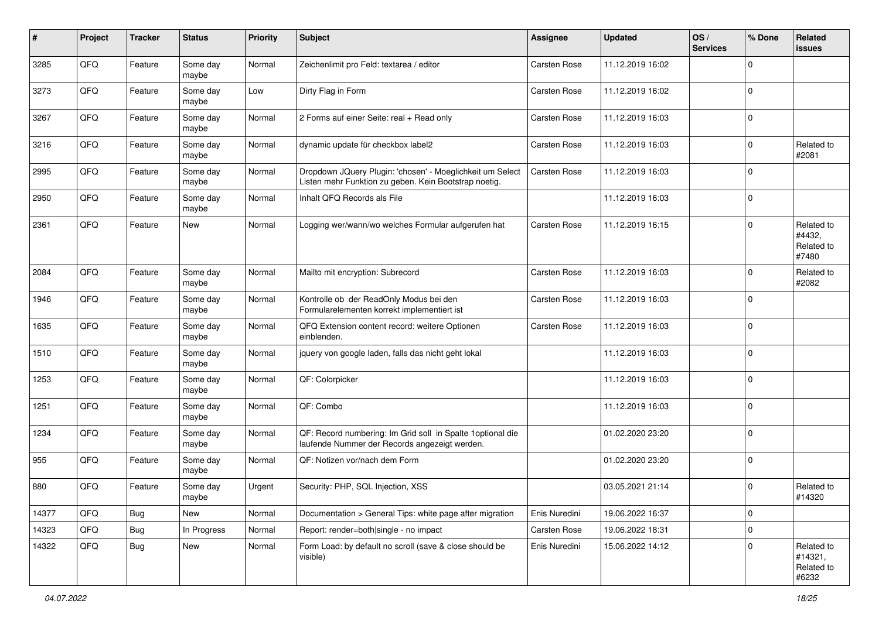| # | Project | Tracker | Status | Priority | Subject | Assignee | Updated | OS / Services | % Done | Related issues |
|---|---|---|---|---|---|---|---|---|---|---|
| 3285 | QFQ | Feature | Some day maybe | Normal | Zeichenlimit pro Feld: textarea / editor | Carsten Rose | 11.12.2019 16:02 | | 0 | |
| 3273 | QFQ | Feature | Some day maybe | Low | Dirty Flag in Form | Carsten Rose | 11.12.2019 16:02 | | 0 | |
| 3267 | QFQ | Feature | Some day maybe | Normal | 2 Forms auf einer Seite: real + Read only | Carsten Rose | 11.12.2019 16:03 | | 0 | |
| 3216 | QFQ | Feature | Some day maybe | Normal | dynamic update für checkbox label2 | Carsten Rose | 11.12.2019 16:03 | | 0 | Related to #2081 |
| 2995 | QFQ | Feature | Some day maybe | Normal | Dropdown JQuery Plugin: 'chosen' - Moeglichkeit um Select Listen mehr Funktion zu geben. Kein Bootstrap noetig. | Carsten Rose | 11.12.2019 16:03 | | 0 | |
| 2950 | QFQ | Feature | Some day maybe | Normal | Inhalt QFQ Records als File | | 11.12.2019 16:03 | | 0 | |
| 2361 | QFQ | Feature | New | Normal | Logging wer/wann/wo welches Formular aufgerufen hat | Carsten Rose | 11.12.2019 16:15 | | 0 | Related to #4432, Related to #7480 |
| 2084 | QFQ | Feature | Some day maybe | Normal | Mailto mit encryption: Subrecord | Carsten Rose | 11.12.2019 16:03 | | 0 | Related to #2082 |
| 1946 | QFQ | Feature | Some day maybe | Normal | Kontrolle ob der ReadOnly Modus bei den Formularelementen korrekt implementiert ist | Carsten Rose | 11.12.2019 16:03 | | 0 | |
| 1635 | QFQ | Feature | Some day maybe | Normal | QFQ Extension content record: weitere Optionen einblenden. | Carsten Rose | 11.12.2019 16:03 | | 0 | |
| 1510 | QFQ | Feature | Some day maybe | Normal | jquery von google laden, falls das nicht geht lokal | | 11.12.2019 16:03 | | 0 | |
| 1253 | QFQ | Feature | Some day maybe | Normal | QF: Colorpicker | | 11.12.2019 16:03 | | 0 | |
| 1251 | QFQ | Feature | Some day maybe | Normal | QF: Combo | | 11.12.2019 16:03 | | 0 | |
| 1234 | QFQ | Feature | Some day maybe | Normal | QF: Record numbering: Im Grid soll in Spalte 1optional die laufende Nummer der Records angezeigt werden. | | 01.02.2020 23:20 | | 0 | |
| 955 | QFQ | Feature | Some day maybe | Normal | QF: Notizen vor/nach dem Form | | 01.02.2020 23:20 | | 0 | |
| 880 | QFQ | Feature | Some day maybe | Urgent | Security: PHP, SQL Injection, XSS | | 03.05.2021 21:14 | | 0 | Related to #14320 |
| 14377 | QFQ | Bug | New | Normal | Documentation > General Tips: white page after migration | Enis Nuredini | 19.06.2022 16:37 | | 0 | |
| 14323 | QFQ | Bug | In Progress | Normal | Report: render=both\|single - no impact | Carsten Rose | 19.06.2022 18:31 | | 0 | |
| 14322 | QFQ | Bug | New | Normal | Form Load: by default no scroll (save & close should be visible) | Enis Nuredini | 15.06.2022 14:12 | | 0 | Related to #14321, Related to #6232 |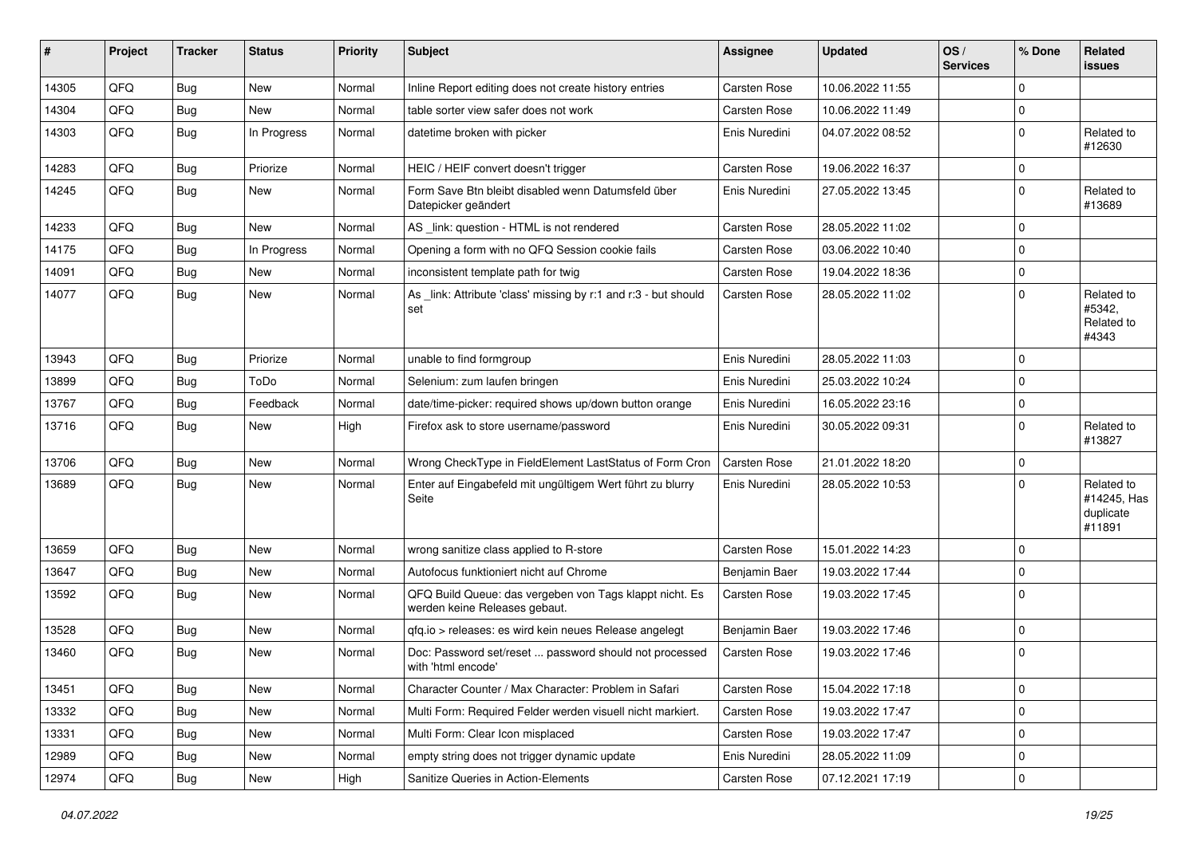| # | Project | Tracker | Status | Priority | Subject | Assignee | Updated | OS / Services | % Done | Related issues |
|---|---|---|---|---|---|---|---|---|---|---|
| 14305 | QFQ | Bug | New | Normal | Inline Report editing does not create history entries | Carsten Rose | 10.06.2022 11:55 | | 0 | |
| 14304 | QFQ | Bug | New | Normal | table sorter view safer does not work | Carsten Rose | 10.06.2022 11:49 | | 0 | |
| 14303 | QFQ | Bug | In Progress | Normal | datetime broken with picker | Enis Nuredini | 04.07.2022 08:52 | | 0 | Related to #12630 |
| 14283 | QFQ | Bug | Priorize | Normal | HEIC / HEIF convert doesn't trigger | Carsten Rose | 19.06.2022 16:37 | | 0 | |
| 14245 | QFQ | Bug | New | Normal | Form Save Btn bleibt disabled wenn Datumsfeld über Datepicker geändert | Enis Nuredini | 27.05.2022 13:45 | | 0 | Related to #13689 |
| 14233 | QFQ | Bug | New | Normal | AS _link: question - HTML is not rendered | Carsten Rose | 28.05.2022 11:02 | | 0 | |
| 14175 | QFQ | Bug | In Progress | Normal | Opening a form with no QFQ Session cookie fails | Carsten Rose | 03.06.2022 10:40 | | 0 | |
| 14091 | QFQ | Bug | New | Normal | inconsistent template path for twig | Carsten Rose | 19.04.2022 18:36 | | 0 | |
| 14077 | QFQ | Bug | New | Normal | As _link: Attribute 'class' missing by r:1 and r:3 - but should set | Carsten Rose | 28.05.2022 11:02 | | 0 | Related to #5342, Related to #4343 |
| 13943 | QFQ | Bug | Priorize | Normal | unable to find formgroup | Enis Nuredini | 28.05.2022 11:03 | | 0 | |
| 13899 | QFQ | Bug | ToDo | Normal | Selenium: zum laufen bringen | Enis Nuredini | 25.03.2022 10:24 | | 0 | |
| 13767 | QFQ | Bug | Feedback | Normal | date/time-picker: required shows up/down button orange | Enis Nuredini | 16.05.2022 23:16 | | 0 | |
| 13716 | QFQ | Bug | New | High | Firefox ask to store username/password | Enis Nuredini | 30.05.2022 09:31 | | 0 | Related to #13827 |
| 13706 | QFQ | Bug | New | Normal | Wrong CheckType in FieldElement LastStatus of Form Cron | Carsten Rose | 21.01.2022 18:20 | | 0 | |
| 13689 | QFQ | Bug | New | Normal | Enter auf Eingabefeld mit ungültigem Wert führt zu blurry Seite | Enis Nuredini | 28.05.2022 10:53 | | 0 | Related to #14245, Has duplicate #11891 |
| 13659 | QFQ | Bug | New | Normal | wrong sanitize class applied to R-store | Carsten Rose | 15.01.2022 14:23 | | 0 | |
| 13647 | QFQ | Bug | New | Normal | Autofocus funktioniert nicht auf Chrome | Benjamin Baer | 19.03.2022 17:44 | | 0 | |
| 13592 | QFQ | Bug | New | Normal | QFQ Build Queue: das vergeben von Tags klappt nicht. Es werden keine Releases gebaut. | Carsten Rose | 19.03.2022 17:45 | | 0 | |
| 13528 | QFQ | Bug | New | Normal | qfq.io > releases: es wird kein neues Release angelegt | Benjamin Baer | 19.03.2022 17:46 | | 0 | |
| 13460 | QFQ | Bug | New | Normal | Doc: Password set/reset ... password should not processed with 'html encode' | Carsten Rose | 19.03.2022 17:46 | | 0 | |
| 13451 | QFQ | Bug | New | Normal | Character Counter / Max Character: Problem in Safari | Carsten Rose | 15.04.2022 17:18 | | 0 | |
| 13332 | QFQ | Bug | New | Normal | Multi Form: Required Felder werden visuell nicht markiert. | Carsten Rose | 19.03.2022 17:47 | | 0 | |
| 13331 | QFQ | Bug | New | Normal | Multi Form: Clear Icon misplaced | Carsten Rose | 19.03.2022 17:47 | | 0 | |
| 12989 | QFQ | Bug | New | Normal | empty string does not trigger dynamic update | Enis Nuredini | 28.05.2022 11:09 | | 0 | |
| 12974 | QFQ | Bug | New | High | Sanitize Queries in Action-Elements | Carsten Rose | 07.12.2021 17:19 | | 0 | |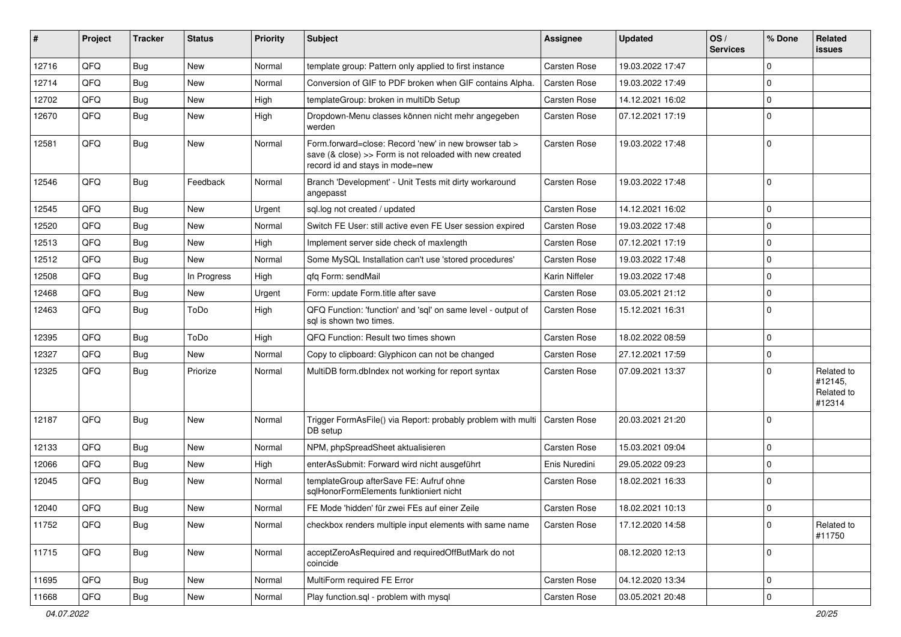| # | Project | Tracker | Status | Priority | Subject | Assignee | Updated | OS / Services | % Done | Related issues |
|---|---|---|---|---|---|---|---|---|---|---|
| 12716 | QFQ | Bug | New | Normal | template group: Pattern only applied to first instance | Carsten Rose | 19.03.2022 17:47 | | 0 | |
| 12714 | QFQ | Bug | New | Normal | Conversion of GIF to PDF broken when GIF contains Alpha. | Carsten Rose | 19.03.2022 17:49 | | 0 | |
| 12702 | QFQ | Bug | New | High | templateGroup: broken in multiDb Setup | Carsten Rose | 14.12.2021 16:02 | | 0 | |
| 12670 | QFQ | Bug | New | High | Dropdown-Menu classes können nicht mehr angegeben werden | Carsten Rose | 07.12.2021 17:19 | | 0 | |
| 12581 | QFQ | Bug | New | Normal | Form.forward=close: Record 'new' in new browser tab > save (& close) >> Form is not reloaded with new created record id and stays in mode=new | Carsten Rose | 19.03.2022 17:48 | | 0 | |
| 12546 | QFQ | Bug | Feedback | Normal | Branch 'Development' - Unit Tests mit dirty workaround angepasst | Carsten Rose | 19.03.2022 17:48 | | 0 | |
| 12545 | QFQ | Bug | New | Urgent | sql.log not created / updated | Carsten Rose | 14.12.2021 16:02 | | 0 | |
| 12520 | QFQ | Bug | New | Normal | Switch FE User: still active even FE User session expired | Carsten Rose | 19.03.2022 17:48 | | 0 | |
| 12513 | QFQ | Bug | New | High | Implement server side check of maxlength | Carsten Rose | 07.12.2021 17:19 | | 0 | |
| 12512 | QFQ | Bug | New | Normal | Some MySQL Installation can't use 'stored procedures' | Carsten Rose | 19.03.2022 17:48 | | 0 | |
| 12508 | QFQ | Bug | In Progress | High | qfq Form: sendMail | Karin Niffeler | 19.03.2022 17:48 | | 0 | |
| 12468 | QFQ | Bug | New | Urgent | Form: update Form.title after save | Carsten Rose | 03.05.2021 21:12 | | 0 | |
| 12463 | QFQ | Bug | ToDo | High | QFQ Function: 'function' and 'sql' on same level - output of sql is shown two times. | Carsten Rose | 15.12.2021 16:31 | | 0 | |
| 12395 | QFQ | Bug | ToDo | High | QFQ Function: Result two times shown | Carsten Rose | 18.02.2022 08:59 | | 0 | |
| 12327 | QFQ | Bug | New | Normal | Copy to clipboard: Glyphicon can not be changed | Carsten Rose | 27.12.2021 17:59 | | 0 | |
| 12325 | QFQ | Bug | Priorize | Normal | MultiDB form.dbIndex not working for report syntax | Carsten Rose | 07.09.2021 13:37 | | 0 | Related to #12145, Related to #12314 |
| 12187 | QFQ | Bug | New | Normal | Trigger FormAsFile() via Report: probably problem with multi DB setup | Carsten Rose | 20.03.2021 21:20 | | 0 | |
| 12133 | QFQ | Bug | New | Normal | NPM, phpSpreadSheet aktualisieren | Carsten Rose | 15.03.2021 09:04 | | 0 | |
| 12066 | QFQ | Bug | New | High | enterAsSubmit: Forward wird nicht ausgeführt | Enis Nuredini | 29.05.2022 09:23 | | 0 | |
| 12045 | QFQ | Bug | New | Normal | templateGroup afterSave FE: Aufruf ohne sqlHonorFormElements funktioniert nicht | Carsten Rose | 18.02.2021 16:33 | | 0 | |
| 12040 | QFQ | Bug | New | Normal | FE Mode 'hidden' für zwei FEs auf einer Zeile | Carsten Rose | 18.02.2021 10:13 | | 0 | |
| 11752 | QFQ | Bug | New | Normal | checkbox renders multiple input elements with same name | Carsten Rose | 17.12.2020 14:58 | | 0 | Related to #11750 |
| 11715 | QFQ | Bug | New | Normal | acceptZeroAsRequired and requiredOffButMark do not coincide | | 08.12.2020 12:13 | | 0 | |
| 11695 | QFQ | Bug | New | Normal | MultiForm required FE Error | Carsten Rose | 04.12.2020 13:34 | | 0 | |
| 11668 | QFQ | Bug | New | Normal | Play function.sql - problem with mysql | Carsten Rose | 03.05.2021 20:48 | | 0 | |

*04.07.2022*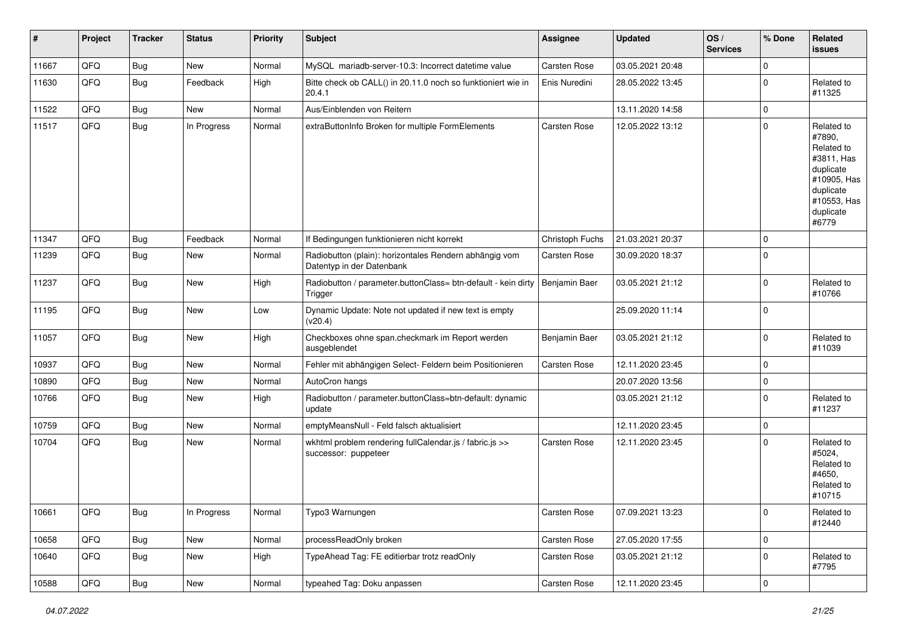| # | Project | Tracker | Status | Priority | Subject | Assignee | Updated | OS / Services | % Done | Related issues |
|---|---|---|---|---|---|---|---|---|---|---|
| 11667 | QFQ | Bug | New | Normal | MySQL mariadb-server-10.3: Incorrect datetime value | Carsten Rose | 03.05.2021 20:48 | | 0 | |
| 11630 | QFQ | Bug | Feedback | High | Bitte check ob CALL() in 20.11.0 noch so funktioniert wie in 20.4.1 | Enis Nuredini | 28.05.2022 13:45 | | 0 | Related to #11325 |
| 11522 | QFQ | Bug | New | Normal | Aus/Einblenden von Reitern | | 13.11.2020 14:58 | | 0 | |
| 11517 | QFQ | Bug | In Progress | Normal | extraButtonInfo Broken for multiple FormElements | Carsten Rose | 12.05.2022 13:12 | | 0 | Related to #7890, Related to #3811, Has duplicate #10905, Has duplicate #10553, Has duplicate #6779 |
| 11347 | QFQ | Bug | Feedback | Normal | If Bedingungen funktionieren nicht korrekt | Christoph Fuchs | 21.03.2021 20:37 | | 0 | |
| 11239 | QFQ | Bug | New | Normal | Radiobutton (plain): horizontales Rendern abhängig vom Datentyp in der Datenbank | Carsten Rose | 30.09.2020 18:37 | | 0 | |
| 11237 | QFQ | Bug | New | High | Radiobutton / parameter.buttonClass= btn-default - kein dirty Trigger | Benjamin Baer | 03.05.2021 21:12 | | 0 | Related to #10766 |
| 11195 | QFQ | Bug | New | Low | Dynamic Update: Note not updated if new text is empty (v20.4) | | 25.09.2020 11:14 | | 0 | |
| 11057 | QFQ | Bug | New | High | Checkboxes ohne span.checkmark im Report werden ausgeblendet | Benjamin Baer | 03.05.2021 21:12 | | 0 | Related to #11039 |
| 10937 | QFQ | Bug | New | Normal | Fehler mit abhängigen Select- Feldern beim Positionieren | Carsten Rose | 12.11.2020 23:45 | | 0 | |
| 10890 | QFQ | Bug | New | Normal | AutoCron hangs | | 20.07.2020 13:56 | | 0 | |
| 10766 | QFQ | Bug | New | High | Radiobutton / parameter.buttonClass=btn-default: dynamic update | | 03.05.2021 21:12 | | 0 | Related to #11237 |
| 10759 | QFQ | Bug | New | Normal | emptyMeansNull - Feld falsch aktualisiert | | 12.11.2020 23:45 | | 0 | |
| 10704 | QFQ | Bug | New | Normal | wkhtml problem rendering fullCalendar.js / fabric.js >> successor: puppeteer | Carsten Rose | 12.11.2020 23:45 | | 0 | Related to #5024, Related to #4650, Related to #10715 |
| 10661 | QFQ | Bug | In Progress | Normal | Typo3 Warnungen | Carsten Rose | 07.09.2021 13:23 | | 0 | Related to #12440 |
| 10658 | QFQ | Bug | New | Normal | processReadOnly broken | Carsten Rose | 27.05.2020 17:55 | | 0 | |
| 10640 | QFQ | Bug | New | High | TypeAhead Tag: FE editierbar trotz readOnly | Carsten Rose | 03.05.2021 21:12 | | 0 | Related to #7795 |
| 10588 | QFQ | Bug | New | Normal | typeahed Tag: Doku anpassen | Carsten Rose | 12.11.2020 23:45 | | 0 | |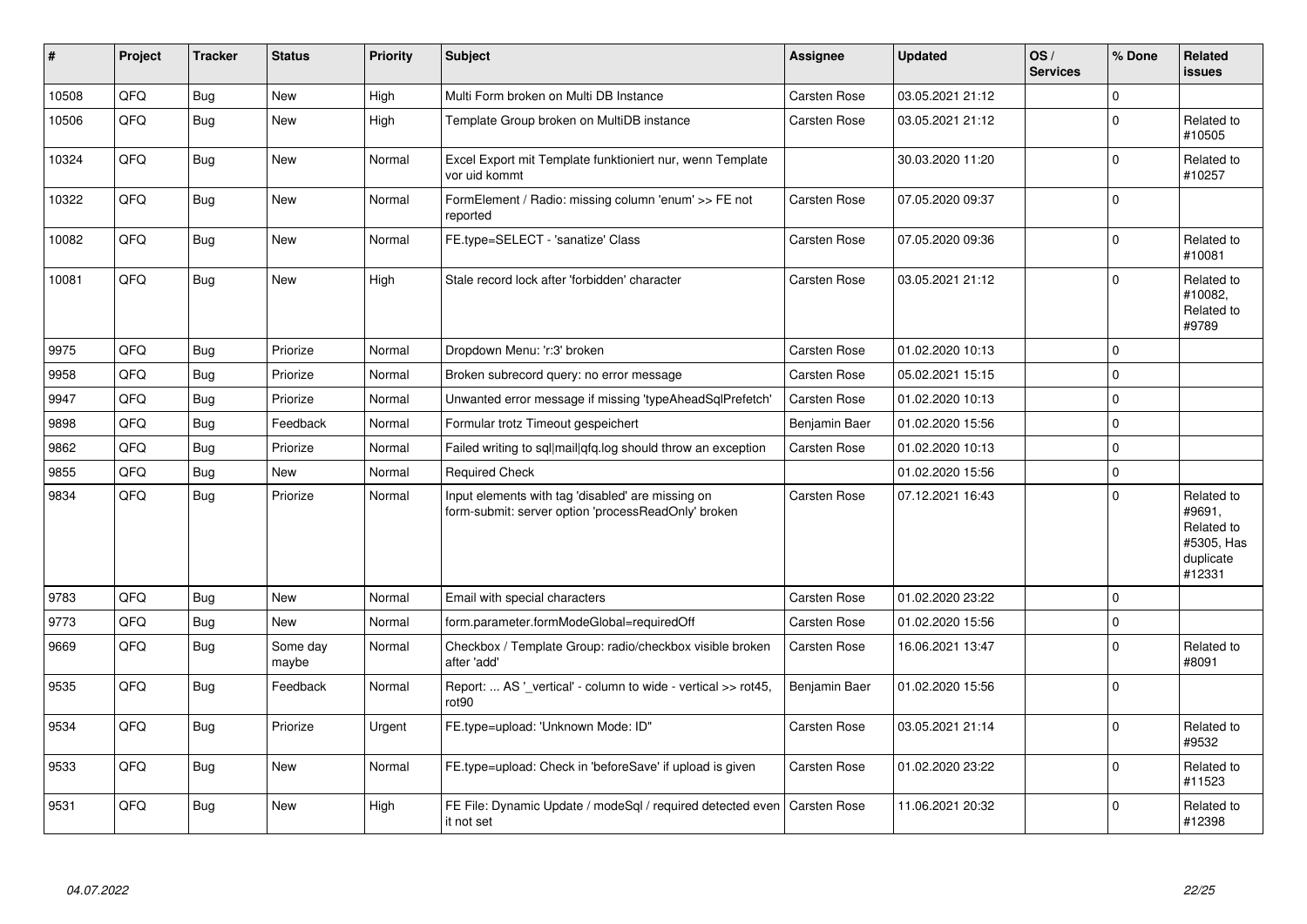| # | Project | Tracker | Status | Priority | Subject | Assignee | Updated | OS / Services | % Done | Related issues |
|---|---|---|---|---|---|---|---|---|---|---|
| 10508 | QFQ | Bug | New | High | Multi Form broken on Multi DB Instance | Carsten Rose | 03.05.2021 21:12 | | 0 | |
| 10506 | QFQ | Bug | New | High | Template Group broken on MultiDB instance | Carsten Rose | 03.05.2021 21:12 | | 0 | Related to #10505 |
| 10324 | QFQ | Bug | New | Normal | Excel Export mit Template funktioniert nur, wenn Template vor uid kommt | | 30.03.2020 11:20 | | 0 | Related to #10257 |
| 10322 | QFQ | Bug | New | Normal | FormElement / Radio: missing column 'enum' >> FE not reported | Carsten Rose | 07.05.2020 09:37 | | 0 | |
| 10082 | QFQ | Bug | New | Normal | FE.type=SELECT - 'sanatize' Class | Carsten Rose | 07.05.2020 09:36 | | 0 | Related to #10081 |
| 10081 | QFQ | Bug | New | High | Stale record lock after 'forbidden' character | Carsten Rose | 03.05.2021 21:12 | | 0 | Related to #10082, Related to #9789 |
| 9975 | QFQ | Bug | Priorize | Normal | Dropdown Menu: 'r:3' broken | Carsten Rose | 01.02.2020 10:13 | | 0 | |
| 9958 | QFQ | Bug | Priorize | Normal | Broken subrecord query: no error message | Carsten Rose | 05.02.2021 15:15 | | 0 | |
| 9947 | QFQ | Bug | Priorize | Normal | Unwanted error message if missing 'typeAheadSqlPrefetch' | Carsten Rose | 01.02.2020 10:13 | | 0 | |
| 9898 | QFQ | Bug | Feedback | Normal | Formular trotz Timeout gespeichert | Benjamin Baer | 01.02.2020 15:56 | | 0 | |
| 9862 | QFQ | Bug | Priorize | Normal | Failed writing to sql\|mail\|qfq.log should throw an exception | Carsten Rose | 01.02.2020 10:13 | | 0 | |
| 9855 | QFQ | Bug | New | Normal | Required Check | | 01.02.2020 15:56 | | 0 | |
| 9834 | QFQ | Bug | Priorize | Normal | Input elements with tag 'disabled' are missing on form-submit: server option 'processReadOnly' broken | Carsten Rose | 07.12.2021 16:43 | | 0 | Related to #9691, Related to #5305, Has duplicate #12331 |
| 9783 | QFQ | Bug | New | Normal | Email with special characters | Carsten Rose | 01.02.2020 23:22 | | 0 | |
| 9773 | QFQ | Bug | New | Normal | form.parameter.formModeGlobal=requiredOff | Carsten Rose | 01.02.2020 15:56 | | 0 | |
| 9669 | QFQ | Bug | Some day maybe | Normal | Checkbox / Template Group: radio/checkbox visible broken after 'add' | Carsten Rose | 16.06.2021 13:47 | | 0 | Related to #8091 |
| 9535 | QFQ | Bug | Feedback | Normal | Report: ... AS '_vertical' - column to wide - vertical >> rot45, rot90 | Benjamin Baer | 01.02.2020 15:56 | | 0 | |
| 9534 | QFQ | Bug | Priorize | Urgent | FE.type=upload: 'Unknown Mode: ID" | Carsten Rose | 03.05.2021 21:14 | | 0 | Related to #9532 |
| 9533 | QFQ | Bug | New | Normal | FE.type=upload: Check in 'beforeSave' if upload is given | Carsten Rose | 01.02.2020 23:22 | | 0 | Related to #11523 |
| 9531 | QFQ | Bug | New | High | FE File: Dynamic Update / modeSql / required detected even it not set | Carsten Rose | 11.06.2021 20:32 | | 0 | Related to #12398 |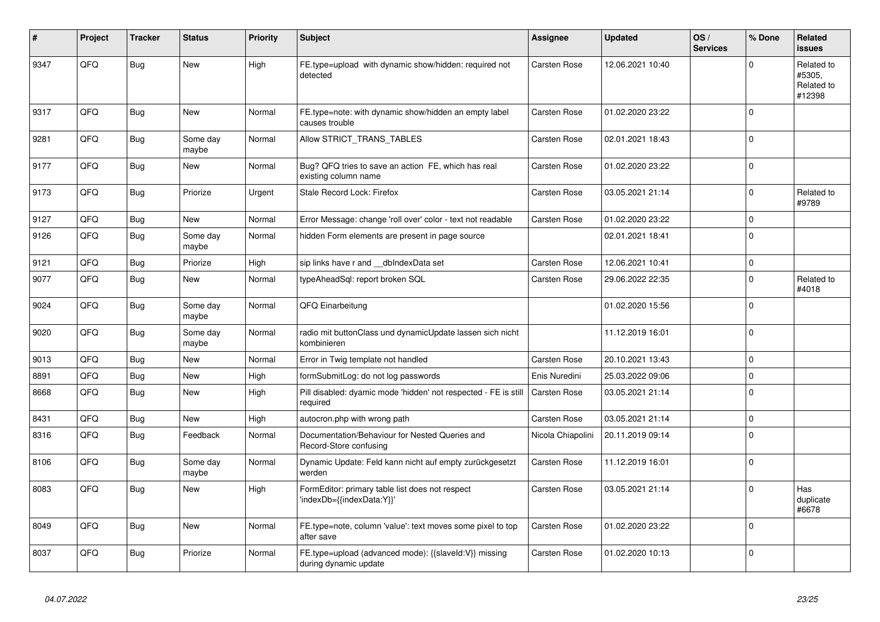| # | Project | Tracker | Status | Priority | Subject | Assignee | Updated | OS / Services | % Done | Related issues |
|---|---|---|---|---|---|---|---|---|---|---|
| 9347 | QFQ | Bug | New | High | FE.type=upload with dynamic show/hidden: required not detected | Carsten Rose | 12.06.2021 10:40 | | 0 | Related to #5305, Related to #12398 |
| 9317 | QFQ | Bug | New | Normal | FE.type=note: with dynamic show/hidden an empty label causes trouble | Carsten Rose | 01.02.2020 23:22 | | 0 | |
| 9281 | QFQ | Bug | Some day maybe | Normal | Allow STRICT_TRANS_TABLES | Carsten Rose | 02.01.2021 18:43 | | 0 | |
| 9177 | QFQ | Bug | New | Normal | Bug? QFQ tries to save an action FE, which has real existing column name | Carsten Rose | 01.02.2020 23:22 | | 0 | |
| 9173 | QFQ | Bug | Priorize | Urgent | Stale Record Lock: Firefox | Carsten Rose | 03.05.2021 21:14 | | 0 | Related to #9789 |
| 9127 | QFQ | Bug | New | Normal | Error Message: change 'roll over' color - text not readable | Carsten Rose | 01.02.2020 23:22 | | 0 | |
| 9126 | QFQ | Bug | Some day maybe | Normal | hidden Form elements are present in page source | | 02.01.2021 18:41 | | 0 | |
| 9121 | QFQ | Bug | Priorize | High | sip links have r and __dbIndexData set | Carsten Rose | 12.06.2021 10:41 | | 0 | |
| 9077 | QFQ | Bug | New | Normal | typeAheadSql: report broken SQL | Carsten Rose | 29.06.2022 22:35 | | 0 | Related to #4018 |
| 9024 | QFQ | Bug | Some day maybe | Normal | QFQ Einarbeitung | | 01.02.2020 15:56 | | 0 | |
| 9020 | QFQ | Bug | Some day maybe | Normal | radio mit buttonClass und dynamicUpdate lassen sich nicht kombinieren | | 11.12.2019 16:01 | | 0 | |
| 9013 | QFQ | Bug | New | Normal | Error in Twig template not handled | Carsten Rose | 20.10.2021 13:43 | | 0 | |
| 8891 | QFQ | Bug | New | High | formSubmitLog: do not log passwords | Enis Nuredini | 25.03.2022 09:06 | | 0 | |
| 8668 | QFQ | Bug | New | High | Pill disabled: dyamic mode 'hidden' not respected - FE is still required | Carsten Rose | 03.05.2021 21:14 | | 0 | |
| 8431 | QFQ | Bug | New | High | autocron.php with wrong path | Carsten Rose | 03.05.2021 21:14 | | 0 | |
| 8316 | QFQ | Bug | Feedback | Normal | Documentation/Behaviour for Nested Queries and Record-Store confusing | Nicola Chiapolini | 20.11.2019 09:14 | | 0 | |
| 8106 | QFQ | Bug | Some day maybe | Normal | Dynamic Update: Feld kann nicht auf empty zurückgesetzt werden | Carsten Rose | 11.12.2019 16:01 | | 0 | |
| 8083 | QFQ | Bug | New | High | FormEditor: primary table list does not respect 'indexDb={{indexData:Y}}' | Carsten Rose | 03.05.2021 21:14 | | 0 | Has duplicate #6678 |
| 8049 | QFQ | Bug | New | Normal | FE.type=note, column 'value': text moves some pixel to top after save | Carsten Rose | 01.02.2020 23:22 | | 0 | |
| 8037 | QFQ | Bug | Priorize | Normal | FE.type=upload (advanced mode): {{slaveId:V}} missing during dynamic update | Carsten Rose | 01.02.2020 10:13 | | 0 | |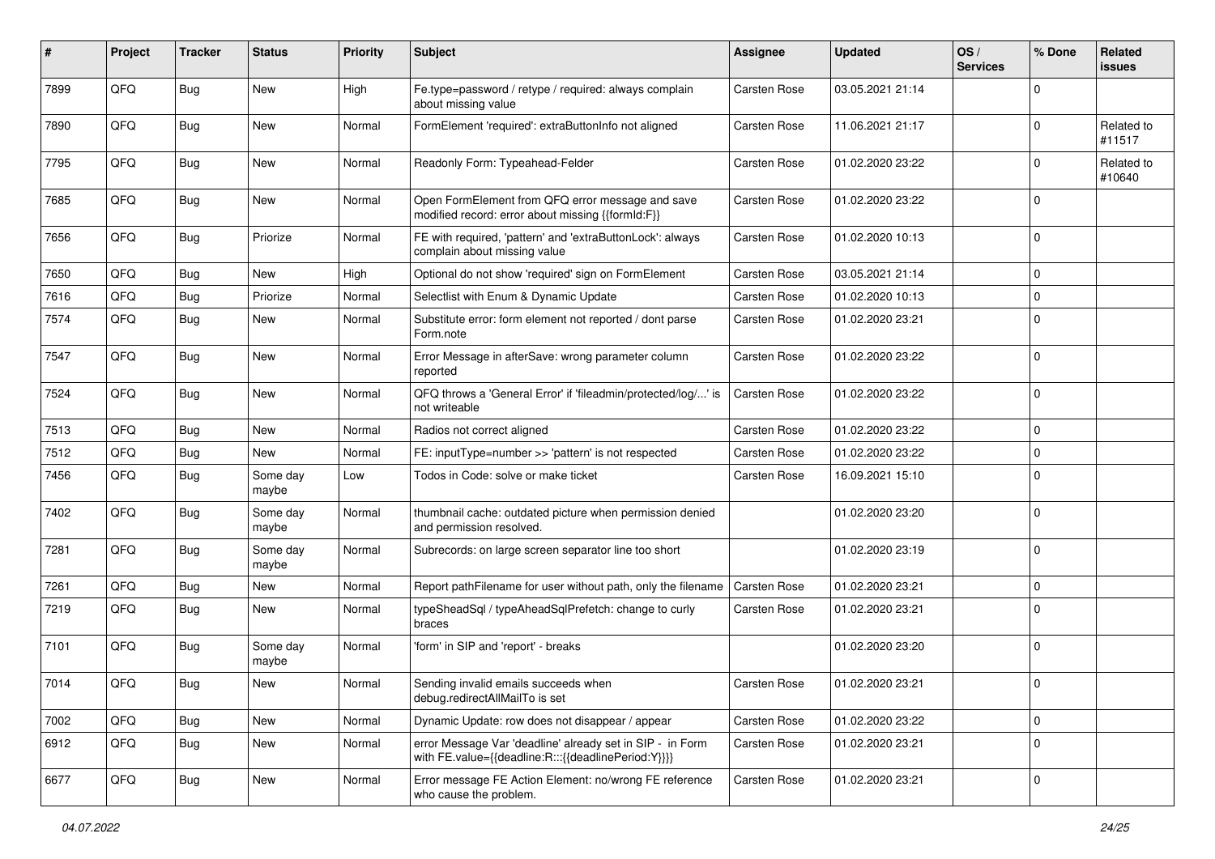| # | Project | Tracker | Status | Priority | Subject | Assignee | Updated | OS / Services | % Done | Related issues |
|---|---|---|---|---|---|---|---|---|---|---|
| 7899 | QFQ | Bug | New | High | Fe.type=password / retype / required: always complain about missing value | Carsten Rose | 03.05.2021 21:14 | | 0 | |
| 7890 | QFQ | Bug | New | Normal | FormElement 'required': extraButtonInfo not aligned | Carsten Rose | 11.06.2021 21:17 | | 0 | Related to #11517 |
| 7795 | QFQ | Bug | New | Normal | Readonly Form: Typeahead-Felder | Carsten Rose | 01.02.2020 23:22 | | 0 | Related to #10640 |
| 7685 | QFQ | Bug | New | Normal | Open FormElement from QFQ error message and save modified record: error about missing {{formId:F}} | Carsten Rose | 01.02.2020 23:22 | | 0 | |
| 7656 | QFQ | Bug | Priorize | Normal | FE with required, 'pattern' and 'extraButtonLock': always complain about missing value | Carsten Rose | 01.02.2020 10:13 | | 0 | |
| 7650 | QFQ | Bug | New | High | Optional do not show 'required' sign on FormElement | Carsten Rose | 03.05.2021 21:14 | | 0 | |
| 7616 | QFQ | Bug | Priorize | Normal | Selectlist with Enum & Dynamic Update | Carsten Rose | 01.02.2020 10:13 | | 0 | |
| 7574 | QFQ | Bug | New | Normal | Substitute error: form element not reported / dont parse Form.note | Carsten Rose | 01.02.2020 23:21 | | 0 | |
| 7547 | QFQ | Bug | New | Normal | Error Message in afterSave: wrong parameter column reported | Carsten Rose | 01.02.2020 23:22 | | 0 | |
| 7524 | QFQ | Bug | New | Normal | QFQ throws a 'General Error' if 'fileadmin/protected/log/...' is not writeable | Carsten Rose | 01.02.2020 23:22 | | 0 | |
| 7513 | QFQ | Bug | New | Normal | Radios not correct aligned | Carsten Rose | 01.02.2020 23:22 | | 0 | |
| 7512 | QFQ | Bug | New | Normal | FE: inputType=number >> 'pattern' is not respected | Carsten Rose | 01.02.2020 23:22 | | 0 | |
| 7456 | QFQ | Bug | Some day maybe | Low | Todos in Code: solve or make ticket | Carsten Rose | 16.09.2021 15:10 | | 0 | |
| 7402 | QFQ | Bug | Some day maybe | Normal | thumbnail cache: outdated picture when permission denied and permission resolved. | | 01.02.2020 23:20 | | 0 | |
| 7281 | QFQ | Bug | Some day maybe | Normal | Subrecords: on large screen separator line too short | | 01.02.2020 23:19 | | 0 | |
| 7261 | QFQ | Bug | New | Normal | Report pathFilename for user without path, only the filename | Carsten Rose | 01.02.2020 23:21 | | 0 | |
| 7219 | QFQ | Bug | New | Normal | typeSheadSql / typeAheadSqlPrefetch: change to curly braces | Carsten Rose | 01.02.2020 23:21 | | 0 | |
| 7101 | QFQ | Bug | Some day maybe | Normal | 'form' in SIP and 'report' - breaks | | 01.02.2020 23:20 | | 0 | |
| 7014 | QFQ | Bug | New | Normal | Sending invalid emails succeeds when debug.redirectAllMailTo is set | Carsten Rose | 01.02.2020 23:21 | | 0 | |
| 7002 | QFQ | Bug | New | Normal | Dynamic Update: row does not disappear / appear | Carsten Rose | 01.02.2020 23:22 | | 0 | |
| 6912 | QFQ | Bug | New | Normal | error Message Var 'deadline' already set in SIP - in Form with FE.value={{deadline:R:::{{deadlinePeriod:Y}}}} | Carsten Rose | 01.02.2020 23:21 | | 0 | |
| 6677 | QFQ | Bug | New | Normal | Error message FE Action Element: no/wrong FE reference who cause the problem. | Carsten Rose | 01.02.2020 23:21 | | 0 | |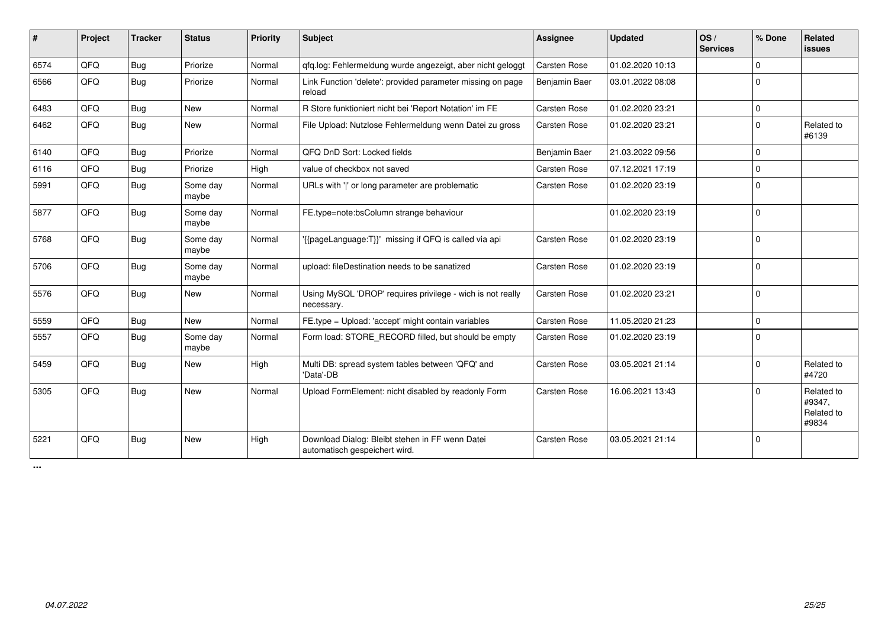| # | Project | Tracker | Status | Priority | Subject | Assignee | Updated | OS / Services | % Done | Related issues |
|---|---|---|---|---|---|---|---|---|---|---|
| 6574 | QFQ | Bug | Priorize | Normal | qfq.log: Fehlermeldung wurde angezeigt, aber nicht geloggt | Carsten Rose | 01.02.2020 10:13 | | 0 | |
| 6566 | QFQ | Bug | Priorize | Normal | Link Function 'delete': provided parameter missing on page reload | Benjamin Baer | 03.01.2022 08:08 | | 0 | |
| 6483 | QFQ | Bug | New | Normal | R Store funktioniert nicht bei 'Report Notation' im FE | Carsten Rose | 01.02.2020 23:21 | | 0 | |
| 6462 | QFQ | Bug | New | Normal | File Upload: Nutzlose Fehlermeldung wenn Datei zu gross | Carsten Rose | 01.02.2020 23:21 | | 0 | Related to #6139 |
| 6140 | QFQ | Bug | Priorize | Normal | QFQ DnD Sort: Locked fields | Benjamin Baer | 21.03.2022 09:56 | | 0 | |
| 6116 | QFQ | Bug | Priorize | High | value of checkbox not saved | Carsten Rose | 07.12.2021 17:19 | | 0 | |
| 5991 | QFQ | Bug | Some day maybe | Normal | URLs with '\|' or long parameter are problematic | Carsten Rose | 01.02.2020 23:19 | | 0 | |
| 5877 | QFQ | Bug | Some day maybe | Normal | FE.type=note:bsColumn strange behaviour | | 01.02.2020 23:19 | | 0 | |
| 5768 | QFQ | Bug | Some day maybe | Normal | '{{pageLanguage:T}}' missing if QFQ is called via api | Carsten Rose | 01.02.2020 23:19 | | 0 | |
| 5706 | QFQ | Bug | Some day maybe | Normal | upload: fileDestination needs to be sanatized | Carsten Rose | 01.02.2020 23:19 | | 0 | |
| 5576 | QFQ | Bug | New | Normal | Using MySQL 'DROP' requires privilege - wich is not really necessary. | Carsten Rose | 01.02.2020 23:21 | | 0 | |
| 5559 | QFQ | Bug | New | Normal | FE.type = Upload: 'accept' might contain variables | Carsten Rose | 11.05.2020 21:23 | | 0 | |
| 5557 | QFQ | Bug | Some day maybe | Normal | Form load: STORE_RECORD filled, but should be empty | Carsten Rose | 01.02.2020 23:19 | | 0 | |
| 5459 | QFQ | Bug | New | High | Multi DB: spread system tables between 'QFQ' and 'Data'-DB | Carsten Rose | 03.05.2021 21:14 | | 0 | Related to #4720 |
| 5305 | QFQ | Bug | New | Normal | Upload FormElement: nicht disabled by readonly Form | Carsten Rose | 16.06.2021 13:43 | | 0 | Related to #9347, Related to #9834 |
| 5221 | QFQ | Bug | New | High | Download Dialog: Bleibt stehen in FF wenn Datei automatisch gespeichert wird. | Carsten Rose | 03.05.2021 21:14 | | 0 | |

...